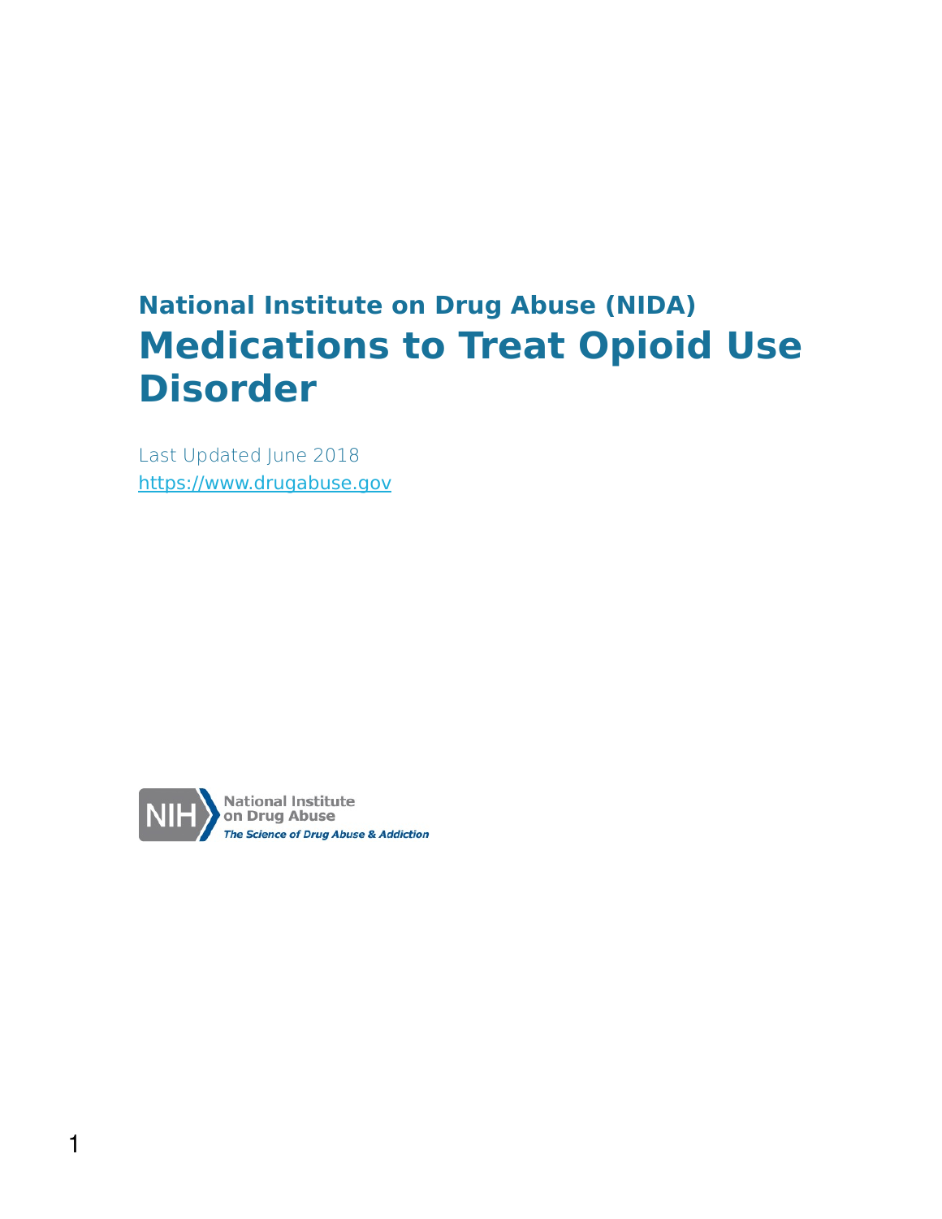**National Institute on Drug Abuse (NIDA)**

# Medications to Treat Opioid Use Disorder

Last Updated June 2018

https://www.drugabuse.gov

National Institute on Drug Abuse

*The Science of Drug Abuse & Addiction*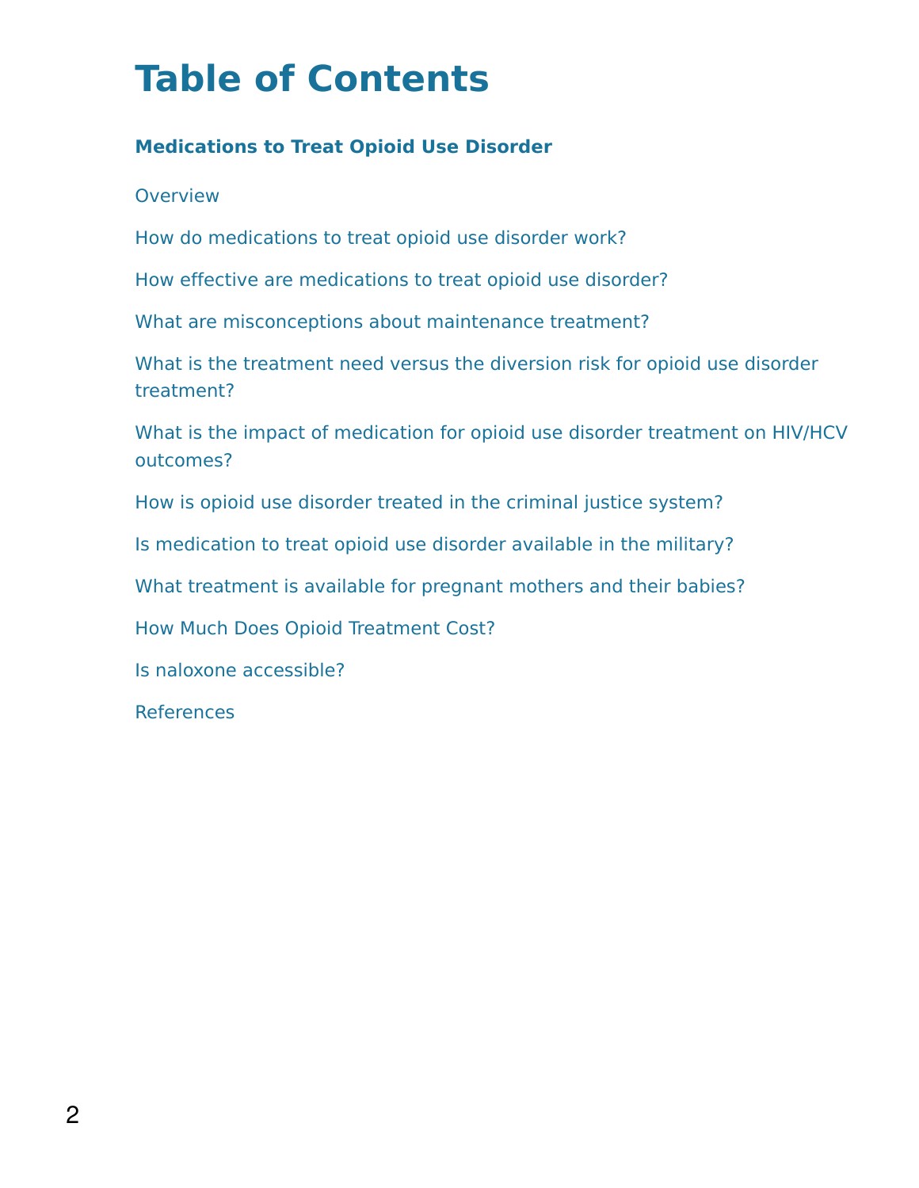# Table of Contents

**Medications to Treat Opioid Use Disorder**

Overview

How do medications to treat opioid use disorder work?

How effective are medications to treat opioid use disorder?

What are misconceptions about maintenance treatment?

What is the treatment need versus the diversion risk for opioid use disorder treatment?

What is the impact of medication for opioid use disorder treatment on HIV/HCV outcomes?

How is opioid use disorder treated in the criminal justice system?

Is medication to treat opioid use disorder available in the military?

What treatment is available for pregnant mothers and their babies?

How Much Does Opioid Treatment Cost?

Is naloxone accessible?

References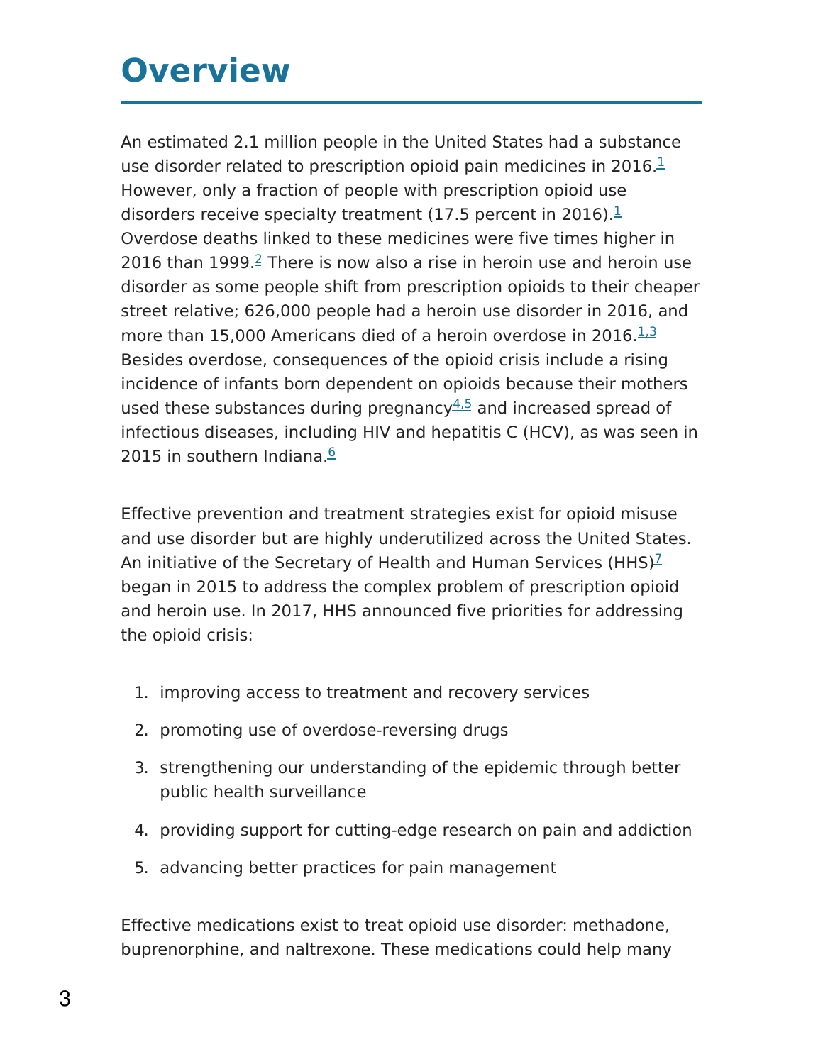# Overview

An estimated 2.1 million people in the United States had a substance use disorder related to prescription opioid pain medicines in 2016.[1] However, only a fraction of people with prescription opioid use disorders receive specialty treatment (17.5 percent in 2016).[1] Overdose deaths linked to these medicines were five times higher in 2016 than 1999.[2] There is now also a rise in heroin use and heroin use disorder as some people shift from prescription opioids to their cheaper street relative; 626,000 people had a heroin use disorder in 2016, and more than 15,000 Americans died of a heroin overdose in 2016.[1,3] Besides overdose, consequences of the opioid crisis include a rising incidence of infants born dependent on opioids because their mothers used these substances during pregnancy[4,5] and increased spread of infectious diseases, including HIV and hepatitis C (HCV), as was seen in 2015 in southern Indiana.[6]

Effective prevention and treatment strategies exist for opioid misuse and use disorder but are highly underutilized across the United States. An initiative of the Secretary of Health and Human Services (HHS)[7] began in 2015 to address the complex problem of prescription opioid and heroin use. In 2017, HHS announced five priorities for addressing the opioid crisis:

1. improving access to treatment and recovery services
2. promoting use of overdose-reversing drugs
3. strengthening our understanding of the epidemic through better public health surveillance
4. providing support for cutting-edge research on pain and addiction
5. advancing better practices for pain management

Effective medications exist to treat opioid use disorder: methadone, buprenorphine, and naltrexone. These medications could help many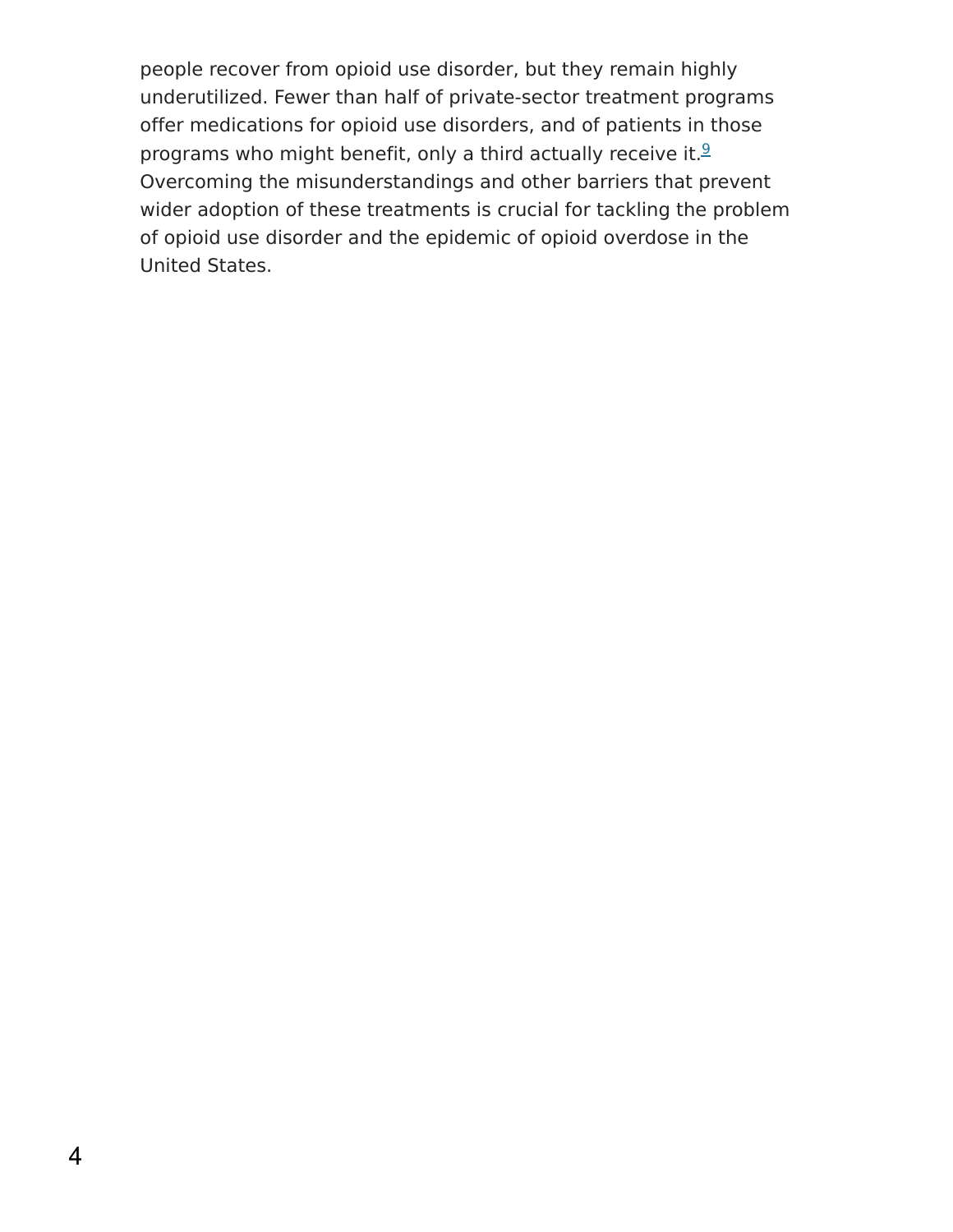people recover from opioid use disorder, but they remain highly underutilized. Fewer than half of private-sector treatment programs offer medications for opioid use disorders, and of patients in those programs who might benefit, only a third actually receive it.[9] Overcoming the misunderstandings and other barriers that prevent wider adoption of these treatments is crucial for tackling the problem of opioid use disorder and the epidemic of opioid overdose in the United States.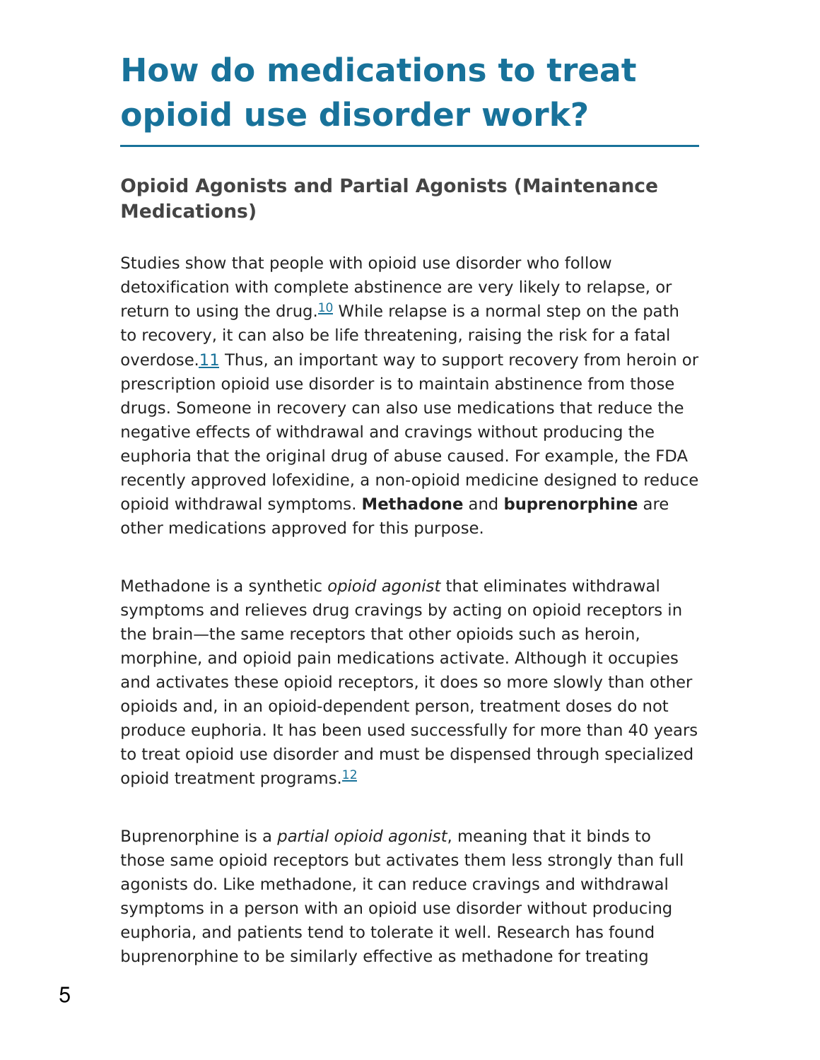# How do medications to treat opioid use disorder work?

### Opioid Agonists and Partial Agonists (Maintenance Medications)

Studies show that people with opioid use disorder who follow detoxification with complete abstinence are very likely to relapse, or return to using the drug.[10] While relapse is a normal step on the path to recovery, it can also be life threatening, raising the risk for a fatal overdose.[11] Thus, an important way to support recovery from heroin or prescription opioid use disorder is to maintain abstinence from those drugs. Someone in recovery can also use medications that reduce the negative effects of withdrawal and cravings without producing the euphoria that the original drug of abuse caused. For example, the FDA recently approved lofexidine, a non-opioid medicine designed to reduce opioid withdrawal symptoms. **Methadone** and **buprenorphine** are other medications approved for this purpose.

Methadone is a synthetic *opioid agonist* that eliminates withdrawal symptoms and relieves drug cravings by acting on opioid receptors in the brain—the same receptors that other opioids such as heroin, morphine, and opioid pain medications activate. Although it occupies and activates these opioid receptors, it does so more slowly than other opioids and, in an opioid-dependent person, treatment doses do not produce euphoria. It has been used successfully for more than 40 years to treat opioid use disorder and must be dispensed through specialized opioid treatment programs.[12]

Buprenorphine is a *partial opioid agonist*, meaning that it binds to those same opioid receptors but activates them less strongly than full agonists do. Like methadone, it can reduce cravings and withdrawal symptoms in a person with an opioid use disorder without producing euphoria, and patients tend to tolerate it well. Research has found buprenorphine to be similarly effective as methadone for treating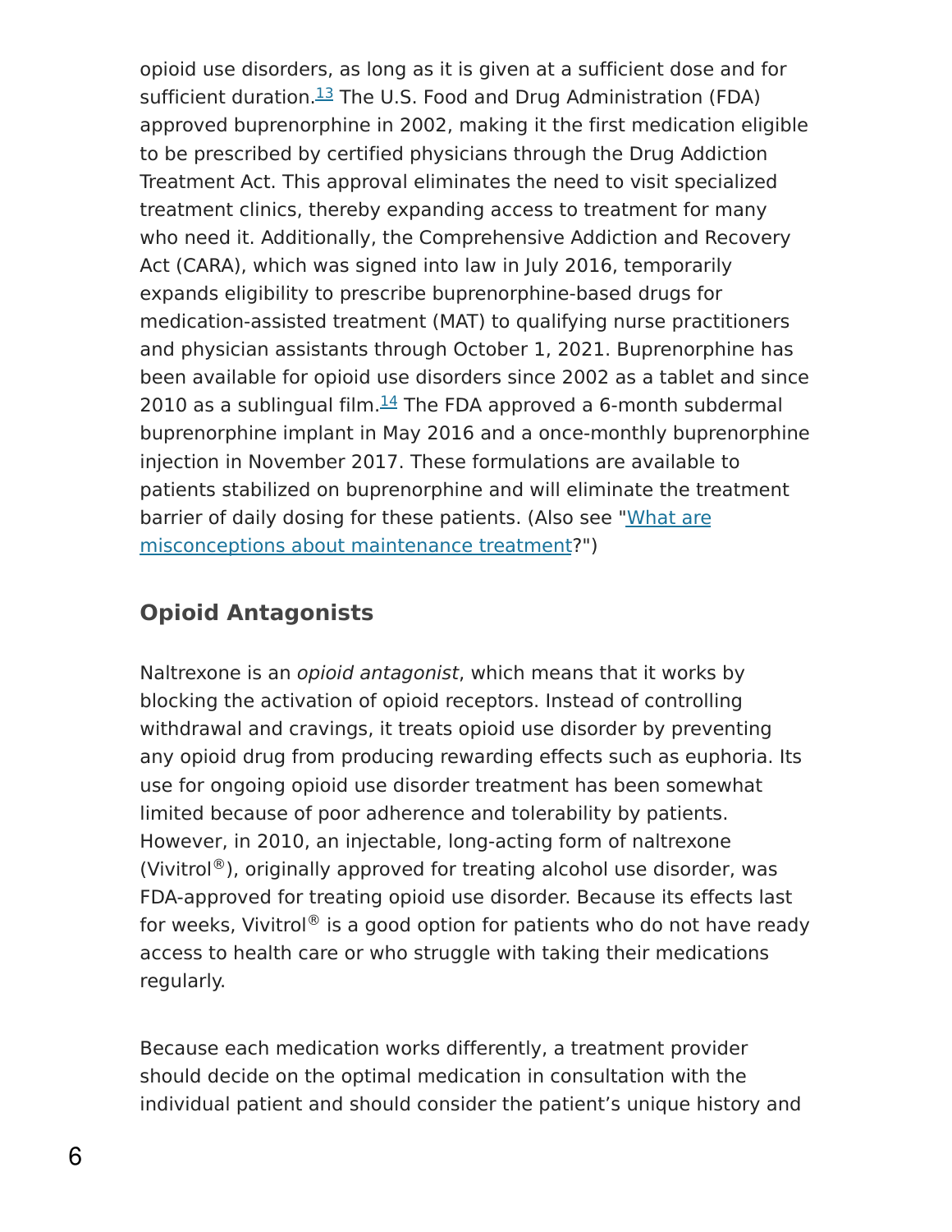opioid use disorders, as long as it is given at a sufficient dose and for sufficient duration.[13] The U.S. Food and Drug Administration (FDA) approved buprenorphine in 2002, making it the first medication eligible to be prescribed by certified physicians through the Drug Addiction Treatment Act. This approval eliminates the need to visit specialized treatment clinics, thereby expanding access to treatment for many who need it. Additionally, the Comprehensive Addiction and Recovery Act (CARA), which was signed into law in July 2016, temporarily expands eligibility to prescribe buprenorphine-based drugs for medication-assisted treatment (MAT) to qualifying nurse practitioners and physician assistants through October 1, 2021. Buprenorphine has been available for opioid use disorders since 2002 as a tablet and since 2010 as a sublingual film.[14] The FDA approved a 6-month subdermal buprenorphine implant in May 2016 and a once-monthly buprenorphine injection in November 2017. These formulations are available to patients stabilized on buprenorphine and will eliminate the treatment barrier of daily dosing for these patients. (Also see "What are misconceptions about maintenance treatment?")

## Opioid Antagonists

Naltrexone is an *opioid antagonist*, which means that it works by blocking the activation of opioid receptors. Instead of controlling withdrawal and cravings, it treats opioid use disorder by preventing any opioid drug from producing rewarding effects such as euphoria. Its use for ongoing opioid use disorder treatment has been somewhat limited because of poor adherence and tolerability by patients. However, in 2010, an injectable, long-acting form of naltrexone (Vivitrol®), originally approved for treating alcohol use disorder, was FDA-approved for treating opioid use disorder. Because its effects last for weeks, Vivitrol® is a good option for patients who do not have ready access to health care or who struggle with taking their medications regularly.

Because each medication works differently, a treatment provider should decide on the optimal medication in consultation with the individual patient and should consider the patient's unique history and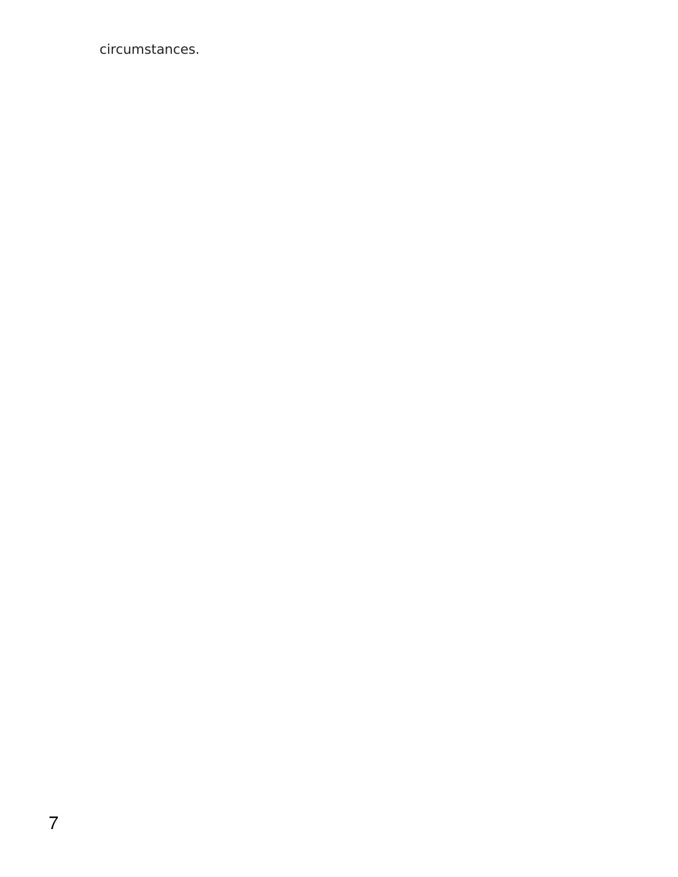circumstances.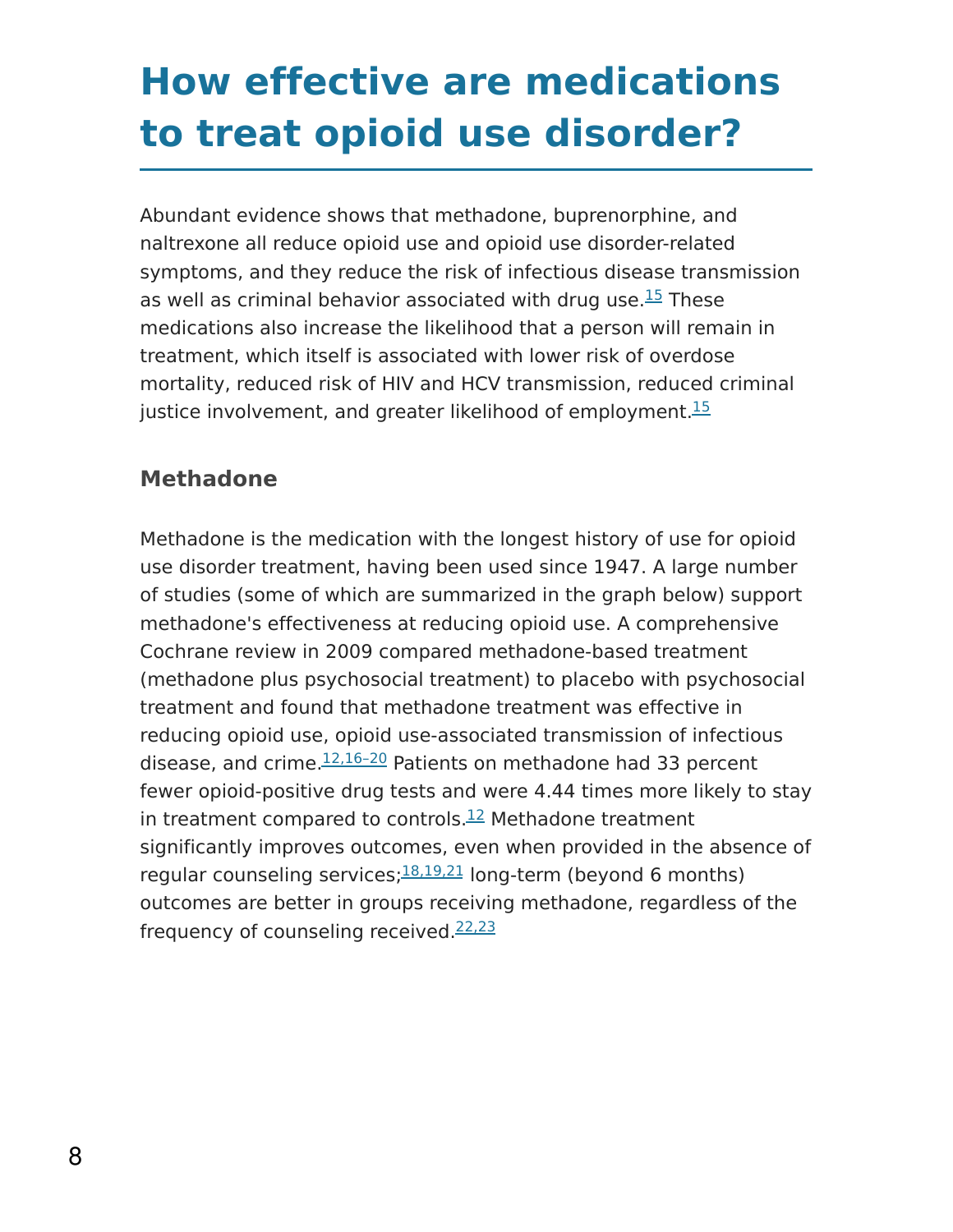# How effective are medications to treat opioid use disorder?

Abundant evidence shows that methadone, buprenorphine, and naltrexone all reduce opioid use and opioid use disorder-related symptoms, and they reduce the risk of infectious disease transmission as well as criminal behavior associated with drug use.[15] These medications also increase the likelihood that a person will remain in treatment, which itself is associated with lower risk of overdose mortality, reduced risk of HIV and HCV transmission, reduced criminal justice involvement, and greater likelihood of employment.[15]

### Methadone

Methadone is the medication with the longest history of use for opioid use disorder treatment, having been used since 1947. A large number of studies (some of which are summarized in the graph below) support methadone's effectiveness at reducing opioid use. A comprehensive Cochrane review in 2009 compared methadone-based treatment (methadone plus psychosocial treatment) to placebo with psychosocial treatment and found that methadone treatment was effective in reducing opioid use, opioid use-associated transmission of infectious disease, and crime.[12,16–20] Patients on methadone had 33 percent fewer opioid-positive drug tests and were 4.44 times more likely to stay in treatment compared to controls.[12] Methadone treatment significantly improves outcomes, even when provided in the absence of regular counseling services;[18,19,21] long-term (beyond 6 months) outcomes are better in groups receiving methadone, regardless of the frequency of counseling received.[22,23]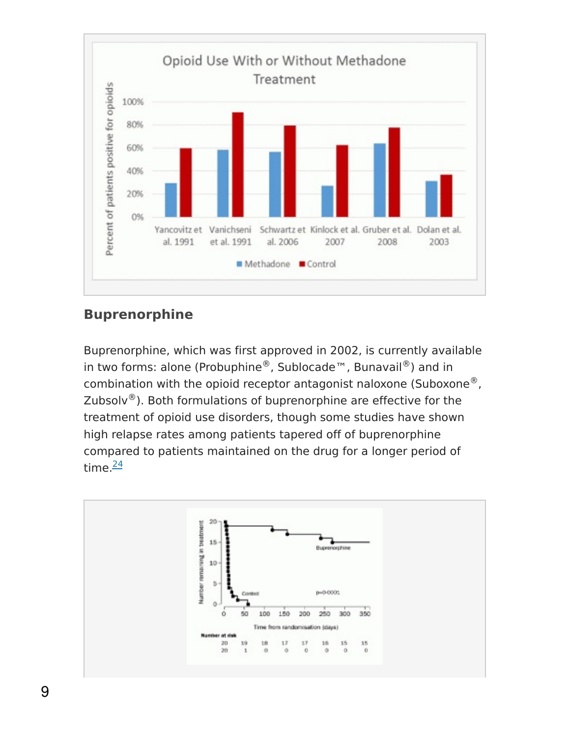## Buprenorphine

Buprenorphine, which was first approved in 2002, is currently available in two forms: alone (Probuphine®, Sublocade™, Bunavail®) and in combination with the opioid receptor antagonist naloxone (Suboxone®, Zubsolv®). Both formulations of buprenorphine are effective for the treatment of opioid use disorders, though some studies have shown high relapse rates among patients tapered off of buprenorphine compared to patients maintained on the drug for a longer period of time.[24]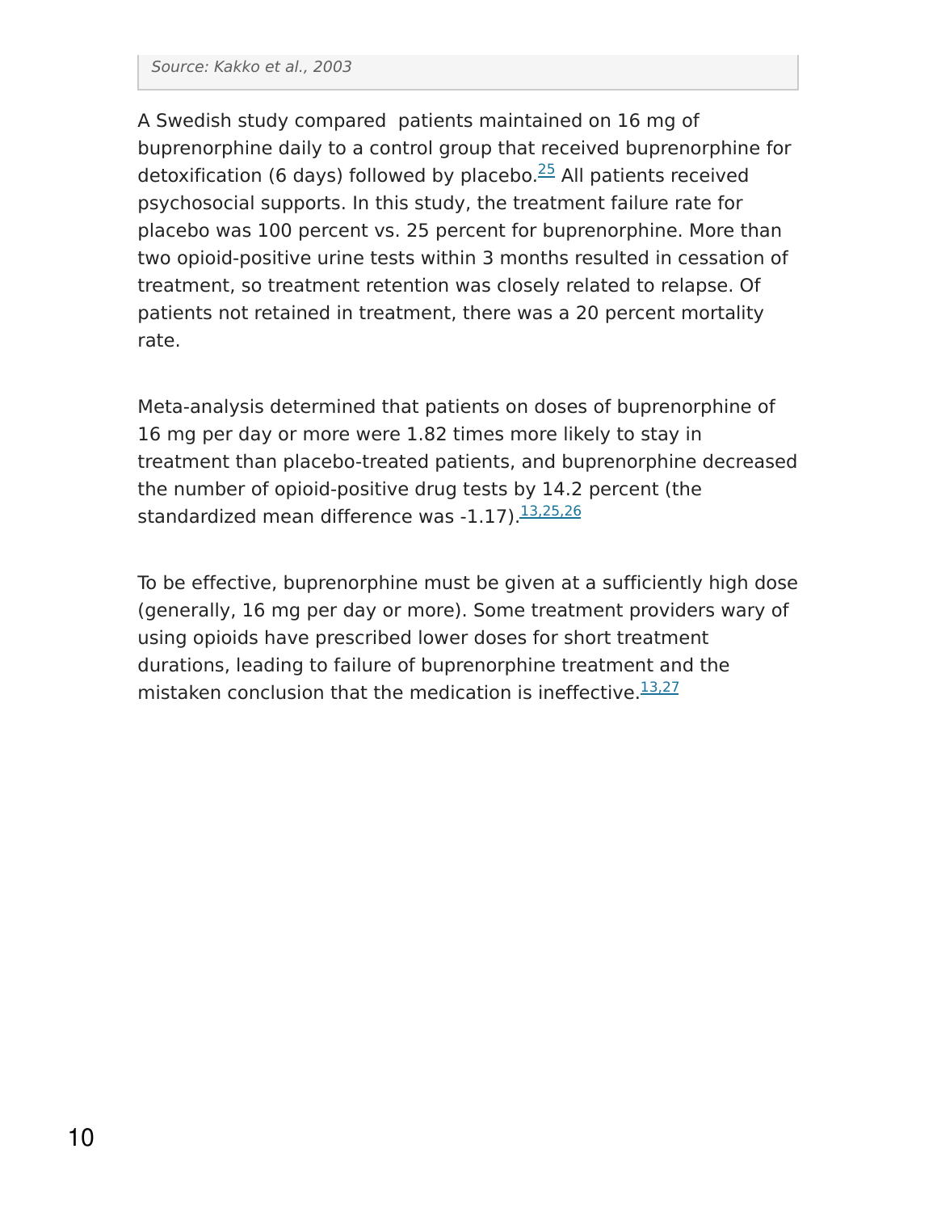*Source: Kakko et al., 2003*

A Swedish study compared  patients maintained on 16 mg of buprenorphine daily to a control group that received buprenorphine for detoxification (6 days) followed by placebo.[25] All patients received psychosocial supports. In this study, the treatment failure rate for placebo was 100 percent vs. 25 percent for buprenorphine. More than two opioid-positive urine tests within 3 months resulted in cessation of treatment, so treatment retention was closely related to relapse. Of patients not retained in treatment, there was a 20 percent mortality rate.

Meta-analysis determined that patients on doses of buprenorphine of 16 mg per day or more were 1.82 times more likely to stay in treatment than placebo-treated patients, and buprenorphine decreased the number of opioid-positive drug tests by 14.2 percent (the standardized mean difference was -1.17).[13,25,26]

To be effective, buprenorphine must be given at a sufficiently high dose (generally, 16 mg per day or more). Some treatment providers wary of using opioids have prescribed lower doses for short treatment durations, leading to failure of buprenorphine treatment and the mistaken conclusion that the medication is ineffective.[13,27]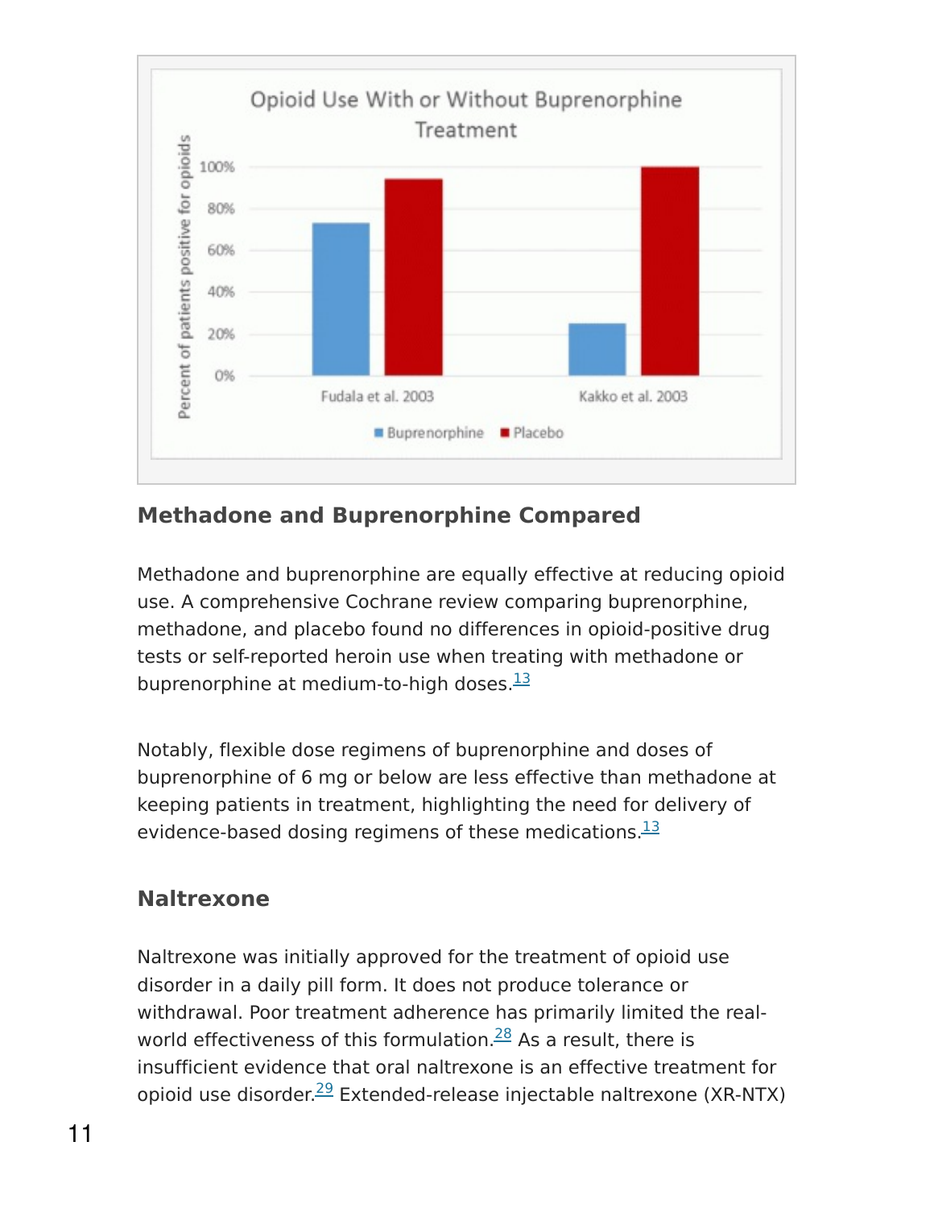## Methadone and Buprenorphine Compared

Methadone and buprenorphine are equally effective at reducing opioid use. A comprehensive Cochrane review comparing buprenorphine, methadone, and placebo found no differences in opioid-positive drug tests or self-reported heroin use when treating with methadone or buprenorphine at medium-to-high doses.[13]

Notably, flexible dose regimens of buprenorphine and doses of buprenorphine of 6 mg or below are less effective than methadone at keeping patients in treatment, highlighting the need for delivery of evidence-based dosing regimens of these medications.[13]

## Naltrexone

Naltrexone was initially approved for the treatment of opioid use disorder in a daily pill form. It does not produce tolerance or withdrawal. Poor treatment adherence has primarily limited the real-world effectiveness of this formulation.[28] As a result, there is insufficient evidence that oral naltrexone is an effective treatment for opioid use disorder.[29] Extended-release injectable naltrexone (XR-NTX)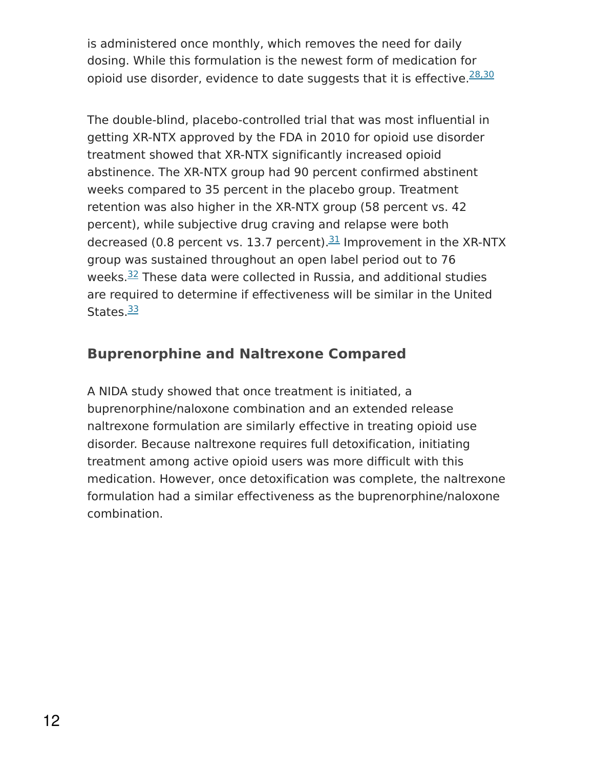is administered once monthly, which removes the need for daily dosing. While this formulation is the newest form of medication for opioid use disorder, evidence to date suggests that it is effective.[28,30]

The double-blind, placebo-controlled trial that was most influential in getting XR-NTX approved by the FDA in 2010 for opioid use disorder treatment showed that XR-NTX significantly increased opioid abstinence. The XR-NTX group had 90 percent confirmed abstinent weeks compared to 35 percent in the placebo group. Treatment retention was also higher in the XR-NTX group (58 percent vs. 42 percent), while subjective drug craving and relapse were both decreased (0.8 percent vs. 13.7 percent).[31] Improvement in the XR-NTX group was sustained throughout an open label period out to 76 weeks.[32] These data were collected in Russia, and additional studies are required to determine if effectiveness will be similar in the United States.[33]

### Buprenorphine and Naltrexone Compared

A NIDA study showed that once treatment is initiated, a buprenorphine/naloxone combination and an extended release naltrexone formulation are similarly effective in treating opioid use disorder. Because naltrexone requires full detoxification, initiating treatment among active opioid users was more difficult with this medication. However, once detoxification was complete, the naltrexone formulation had a similar effectiveness as the buprenorphine/naloxone combination.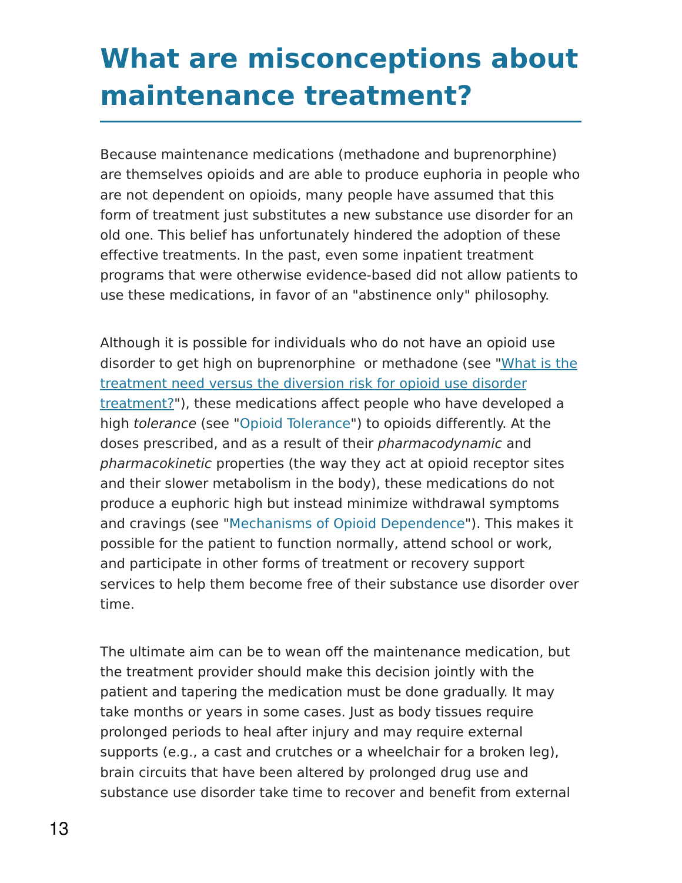# What are misconceptions about maintenance treatment?

Because maintenance medications (methadone and buprenorphine) are themselves opioids and are able to produce euphoria in people who are not dependent on opioids, many people have assumed that this form of treatment just substitutes a new substance use disorder for an old one. This belief has unfortunately hindered the adoption of these effective treatments. In the past, even some inpatient treatment programs that were otherwise evidence-based did not allow patients to use these medications, in favor of an "abstinence only" philosophy.

Although it is possible for individuals who do not have an opioid use disorder to get high on buprenorphine  or methadone (see "What is the treatment need versus the diversion risk for opioid use disorder treatment?"), these medications affect people who have developed a high *tolerance* (see "Opioid Tolerance") to opioids differently. At the doses prescribed, and as a result of their *pharmacodynamic* and *pharmacokinetic* properties (the way they act at opioid receptor sites and their slower metabolism in the body), these medications do not produce a euphoric high but instead minimize withdrawal symptoms and cravings (see "Mechanisms of Opioid Dependence"). This makes it possible for the patient to function normally, attend school or work, and participate in other forms of treatment or recovery support services to help them become free of their substance use disorder over time.

The ultimate aim can be to wean off the maintenance medication, but the treatment provider should make this decision jointly with the patient and tapering the medication must be done gradually. It may take months or years in some cases. Just as body tissues require prolonged periods to heal after injury and may require external supports (e.g., a cast and crutches or a wheelchair for a broken leg), brain circuits that have been altered by prolonged drug use and substance use disorder take time to recover and benefit from external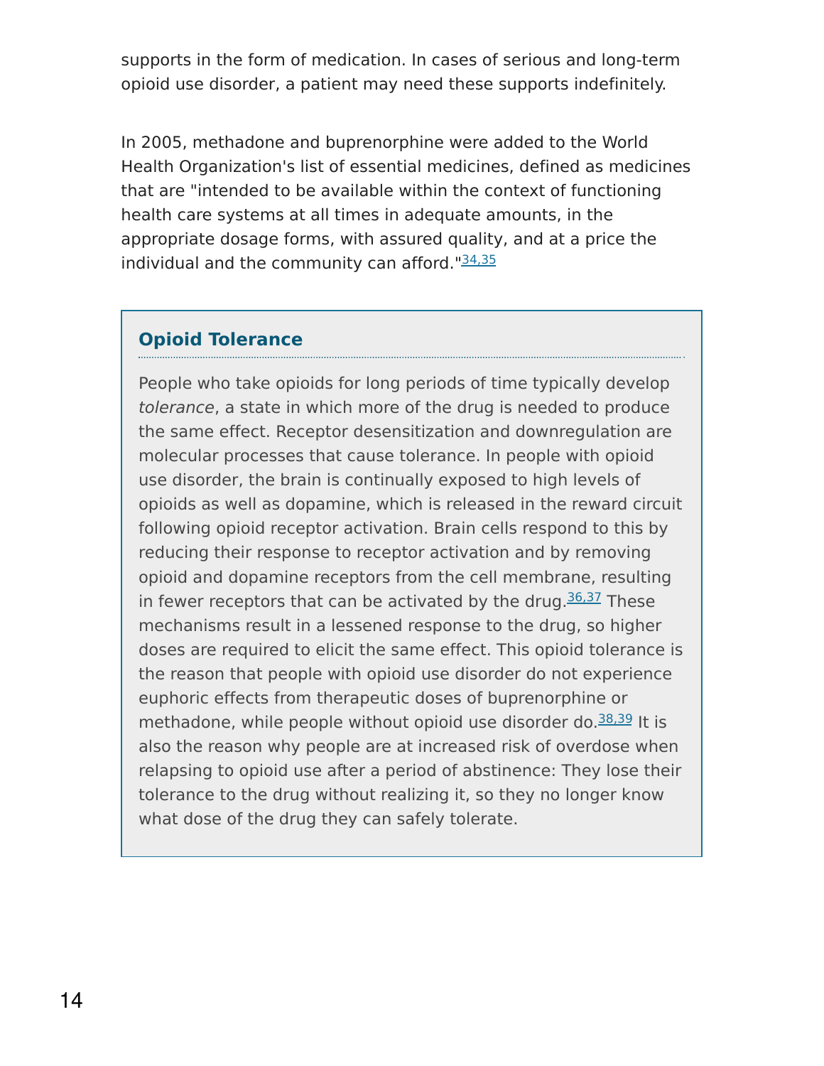supports in the form of medication. In cases of serious and long-term opioid use disorder, a patient may need these supports indefinitely.

In 2005, methadone and buprenorphine were added to the World Health Organization's list of essential medicines, defined as medicines that are "intended to be available within the context of functioning health care systems at all times in adequate amounts, in the appropriate dosage forms, with assured quality, and at a price the individual and the community can afford."[34,35]

### Opioid Tolerance

People who take opioids for long periods of time typically develop *tolerance*, a state in which more of the drug is needed to produce the same effect. Receptor desensitization and downregulation are molecular processes that cause tolerance. In people with opioid use disorder, the brain is continually exposed to high levels of opioids as well as dopamine, which is released in the reward circuit following opioid receptor activation. Brain cells respond to this by reducing their response to receptor activation and by removing opioid and dopamine receptors from the cell membrane, resulting in fewer receptors that can be activated by the drug.[36,37] These mechanisms result in a lessened response to the drug, so higher doses are required to elicit the same effect. This opioid tolerance is the reason that people with opioid use disorder do not experience euphoric effects from therapeutic doses of buprenorphine or methadone, while people without opioid use disorder do.[38,39] It is also the reason why people are at increased risk of overdose when relapsing to opioid use after a period of abstinence: They lose their tolerance to the drug without realizing it, so they no longer know what dose of the drug they can safely tolerate.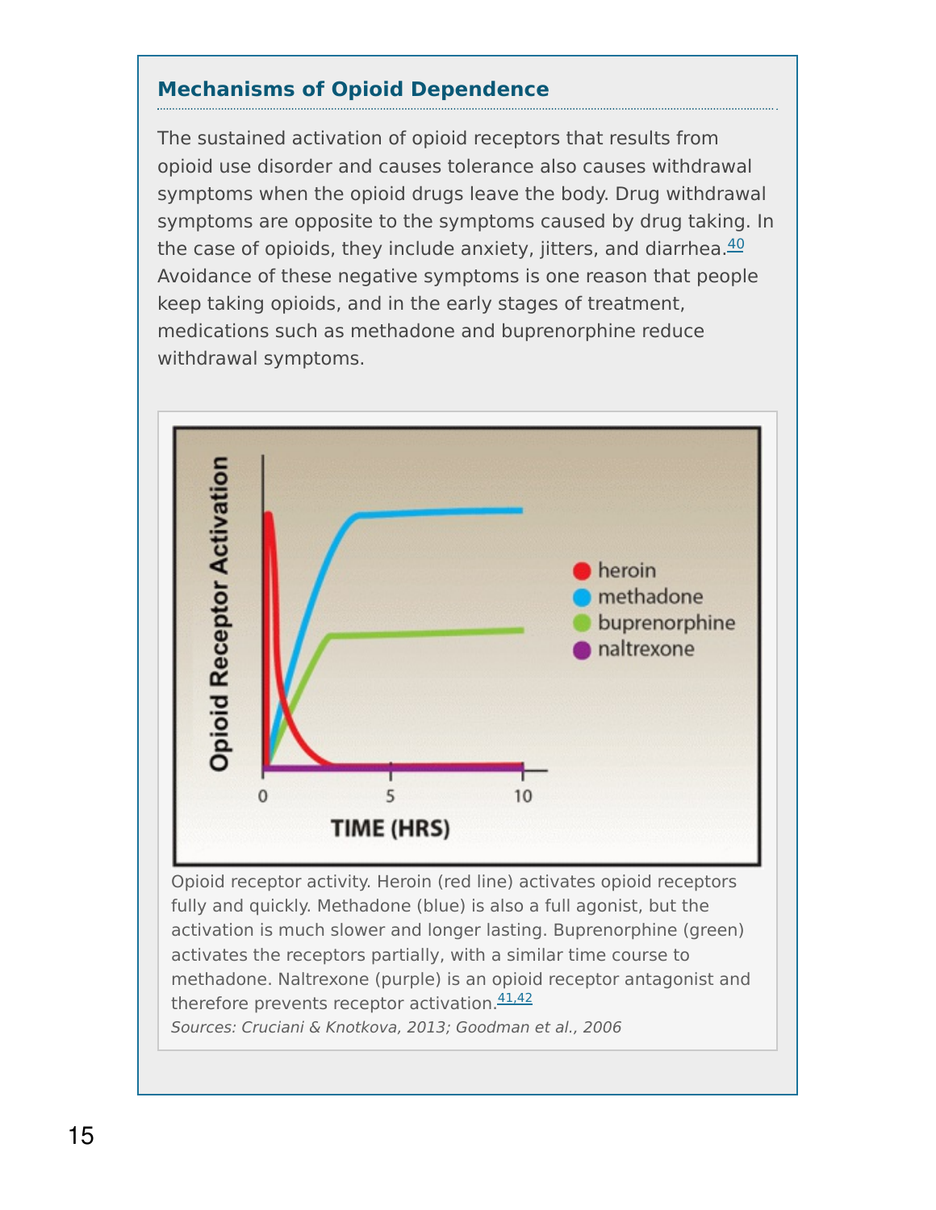### Mechanisms of Opioid Dependence

The sustained activation of opioid receptors that results from opioid use disorder and causes tolerance also causes withdrawal symptoms when the opioid drugs leave the body. Drug withdrawal symptoms are opposite to the symptoms caused by drug taking. In the case of opioids, they include anxiety, jitters, and diarrhea.[40] Avoidance of these negative symptoms is one reason that people keep taking opioids, and in the early stages of treatment, medications such as methadone and buprenorphine reduce withdrawal symptoms.

Opioid receptor activity. Heroin (red line) activates opioid receptors fully and quickly. Methadone (blue) is also a full agonist, but the activation is much slower and longer lasting. Buprenorphine (green) activates the receptors partially, with a similar time course to methadone. Naltrexone (purple) is an opioid receptor antagonist and therefore prevents receptor activation.[41,42]

*Sources: Cruciani & Knotkova, 2013; Goodman et al., 2006*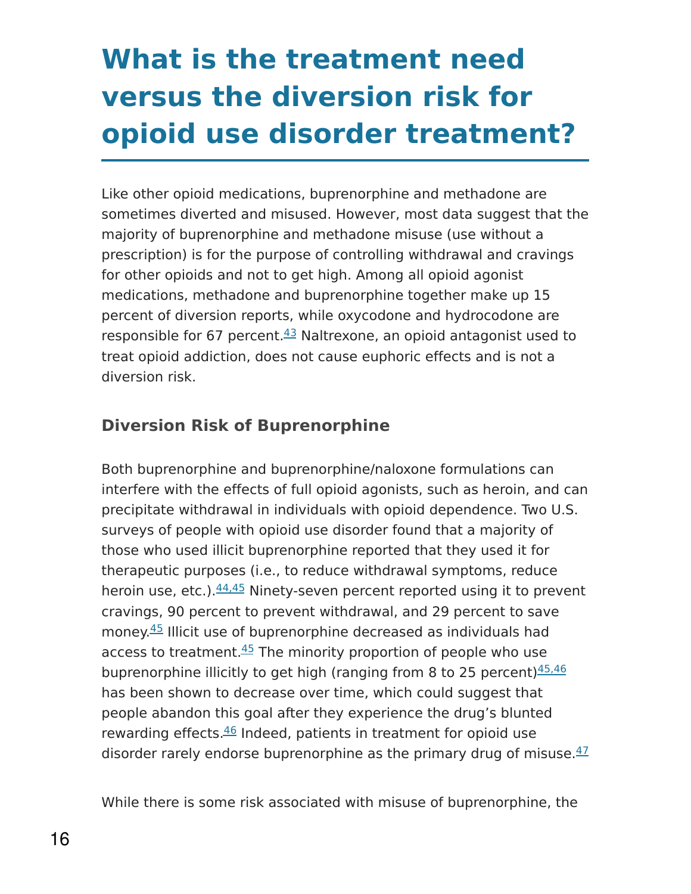# What is the treatment need versus the diversion risk for opioid use disorder treatment?

Like other opioid medications, buprenorphine and methadone are sometimes diverted and misused. However, most data suggest that the majority of buprenorphine and methadone misuse (use without a prescription) is for the purpose of controlling withdrawal and cravings for other opioids and not to get high. Among all opioid agonist medications, methadone and buprenorphine together make up 15 percent of diversion reports, while oxycodone and hydrocodone are responsible for 67 percent.[43] Naltrexone, an opioid antagonist used to treat opioid addiction, does not cause euphoric effects and is not a diversion risk.

### Diversion Risk of Buprenorphine

Both buprenorphine and buprenorphine/naloxone formulations can interfere with the effects of full opioid agonists, such as heroin, and can precipitate withdrawal in individuals with opioid dependence. Two U.S. surveys of people with opioid use disorder found that a majority of those who used illicit buprenorphine reported that they used it for therapeutic purposes (i.e., to reduce withdrawal symptoms, reduce heroin use, etc.).[44,45] Ninety-seven percent reported using it to prevent cravings, 90 percent to prevent withdrawal, and 29 percent to save money.[45] Illicit use of buprenorphine decreased as individuals had access to treatment.[45] The minority proportion of people who use buprenorphine illicitly to get high (ranging from 8 to 25 percent)[45,46] has been shown to decrease over time, which could suggest that people abandon this goal after they experience the drug's blunted rewarding effects.[46] Indeed, patients in treatment for opioid use disorder rarely endorse buprenorphine as the primary drug of misuse.[47]

While there is some risk associated with misuse of buprenorphine, the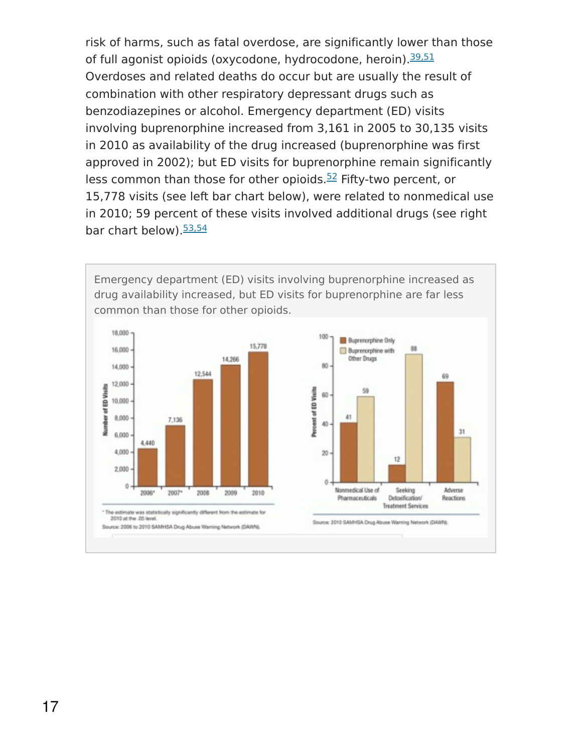risk of harms, such as fatal overdose, are significantly lower than those of full agonist opioids (oxycodone, hydrocodone, heroin).[39,51] Overdoses and related deaths do occur but are usually the result of combination with other respiratory depressant drugs such as benzodiazepines or alcohol. Emergency department (ED) visits involving buprenorphine increased from 3,161 in 2005 to 30,135 visits in 2010 as availability of the drug increased (buprenorphine was first approved in 2002); but ED visits for buprenorphine remain significantly less common than those for other opioids.[52] Fifty-two percent, or 15,778 visits (see left bar chart below), were related to nonmedical use in 2010; 59 percent of these visits involved additional drugs (see right bar chart below).[53,54]

Emergency department (ED) visits involving buprenorphine increased as drug availability increased, but ED visits for buprenorphine are far less common than those for other opioids.

| Year | Number of ED Visits |
| --- | --- |
| 2006* | 4,440 |
| 2007* | 7,136 |
| 2008 | 12,544 |
| 2009 | 14,266 |
| 2010 | 15,778 |

\* The estimate was statistically significantly different from the estimate for 2010 at the .05 level.

Source: 2006 to 2010 SAMHSA Drug Abuse Warning Network (DAWN).

| Percent of ED Visits | Buprenorphine Only | Buprenorphine with Other Drugs |
| --- | --- | --- |
| Nonmedical Use of Pharmaceuticals | 41 | 59 |
| Seeking Detoxification/ Treatment Services | 12 | 88 |
| Adverse Reactions | 69 | 31 |

Source: 2010 SAMHSA Drug Abuse Warning Network (DAWN).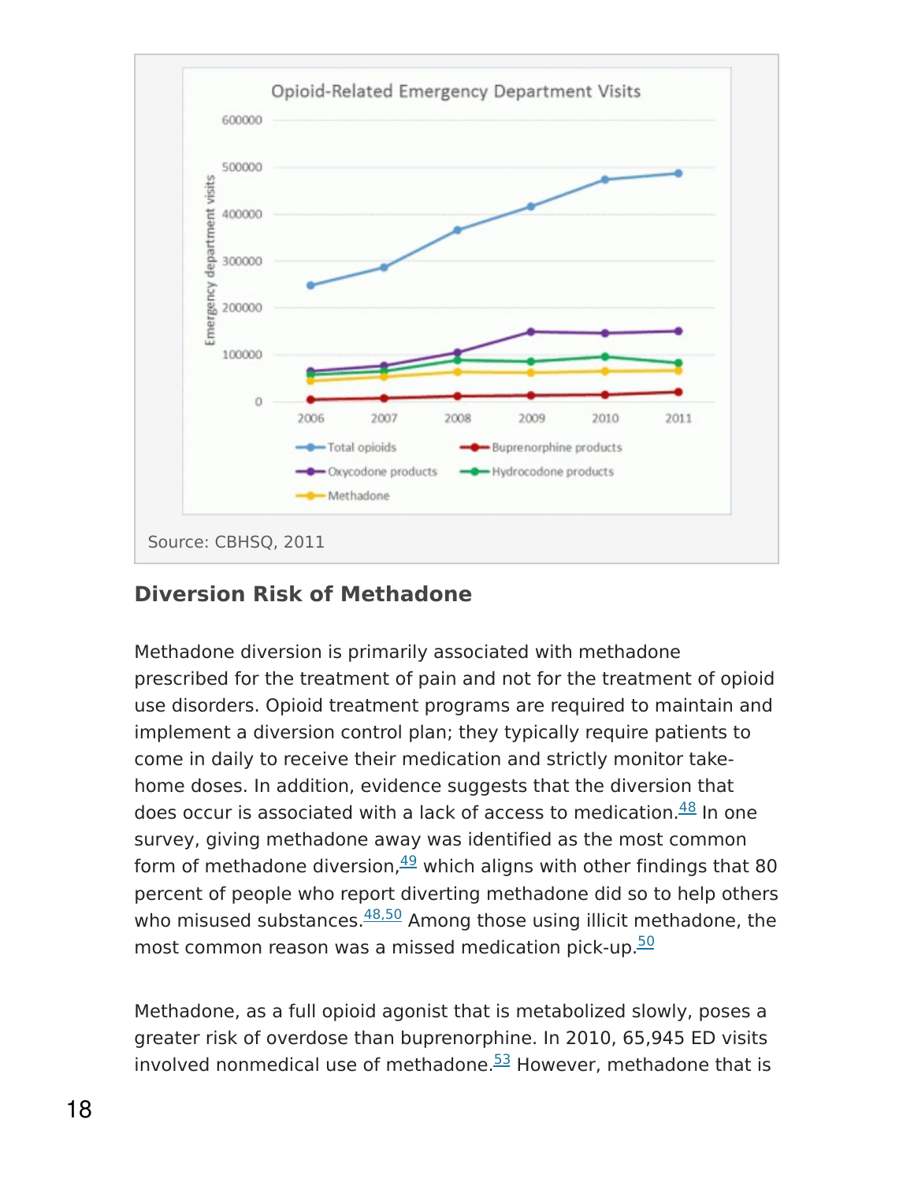Source: CBHSQ, 2011

### Diversion Risk of Methadone

Methadone diversion is primarily associated with methadone prescribed for the treatment of pain and not for the treatment of opioid use disorders. Opioid treatment programs are required to maintain and implement a diversion control plan; they typically require patients to come in daily to receive their medication and strictly monitor take-home doses. In addition, evidence suggests that the diversion that does occur is associated with a lack of access to medication.[48] In one survey, giving methadone away was identified as the most common form of methadone diversion,[49] which aligns with other findings that 80 percent of people who report diverting methadone did so to help others who misused substances.[48,50] Among those using illicit methadone, the most common reason was a missed medication pick-up.[50]

Methadone, as a full opioid agonist that is metabolized slowly, poses a greater risk of overdose than buprenorphine. In 2010, 65,945 ED visits involved nonmedical use of methadone.[53] However, methadone that is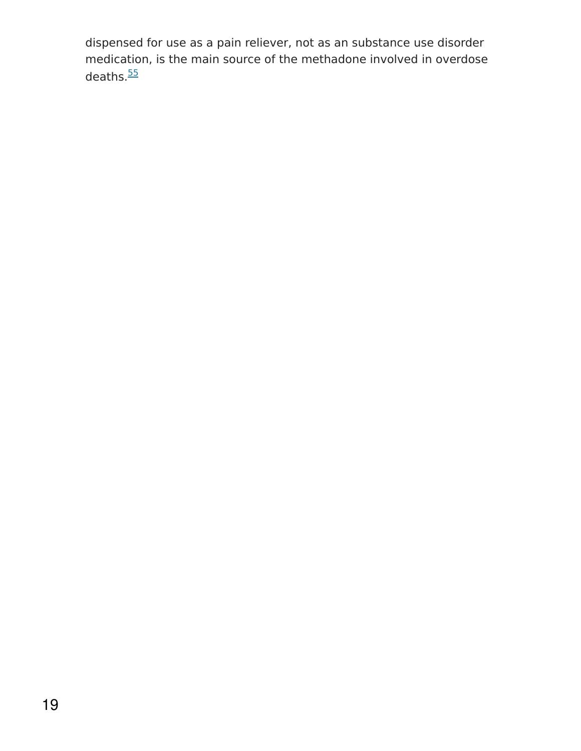dispensed for use as a pain reliever, not as an substance use disorder medication, is the main source of the methadone involved in overdose deaths.[55]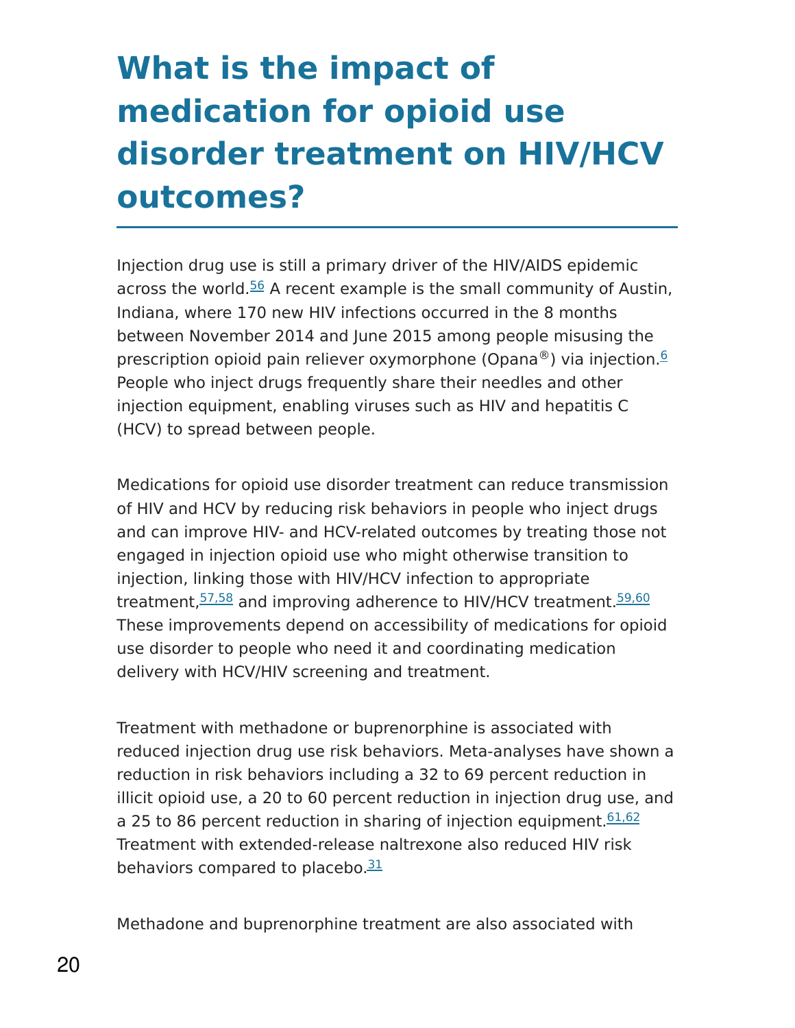# What is the impact of medication for opioid use disorder treatment on HIV/HCV outcomes?

Injection drug use is still a primary driver of the HIV/AIDS epidemic across the world.[56] A recent example is the small community of Austin, Indiana, where 170 new HIV infections occurred in the 8 months between November 2014 and June 2015 among people misusing the prescription opioid pain reliever oxymorphone (Opana®) via injection.[6] People who inject drugs frequently share their needles and other injection equipment, enabling viruses such as HIV and hepatitis C (HCV) to spread between people.

Medications for opioid use disorder treatment can reduce transmission of HIV and HCV by reducing risk behaviors in people who inject drugs and can improve HIV- and HCV-related outcomes by treating those not engaged in injection opioid use who might otherwise transition to injection, linking those with HIV/HCV infection to appropriate treatment,[57,58] and improving adherence to HIV/HCV treatment.[59,60] These improvements depend on accessibility of medications for opioid use disorder to people who need it and coordinating medication delivery with HCV/HIV screening and treatment.

Treatment with methadone or buprenorphine is associated with reduced injection drug use risk behaviors. Meta-analyses have shown a reduction in risk behaviors including a 32 to 69 percent reduction in illicit opioid use, a 20 to 60 percent reduction in injection drug use, and a 25 to 86 percent reduction in sharing of injection equipment.[61,62] Treatment with extended-release naltrexone also reduced HIV risk behaviors compared to placebo.[31]

Methadone and buprenorphine treatment are also associated with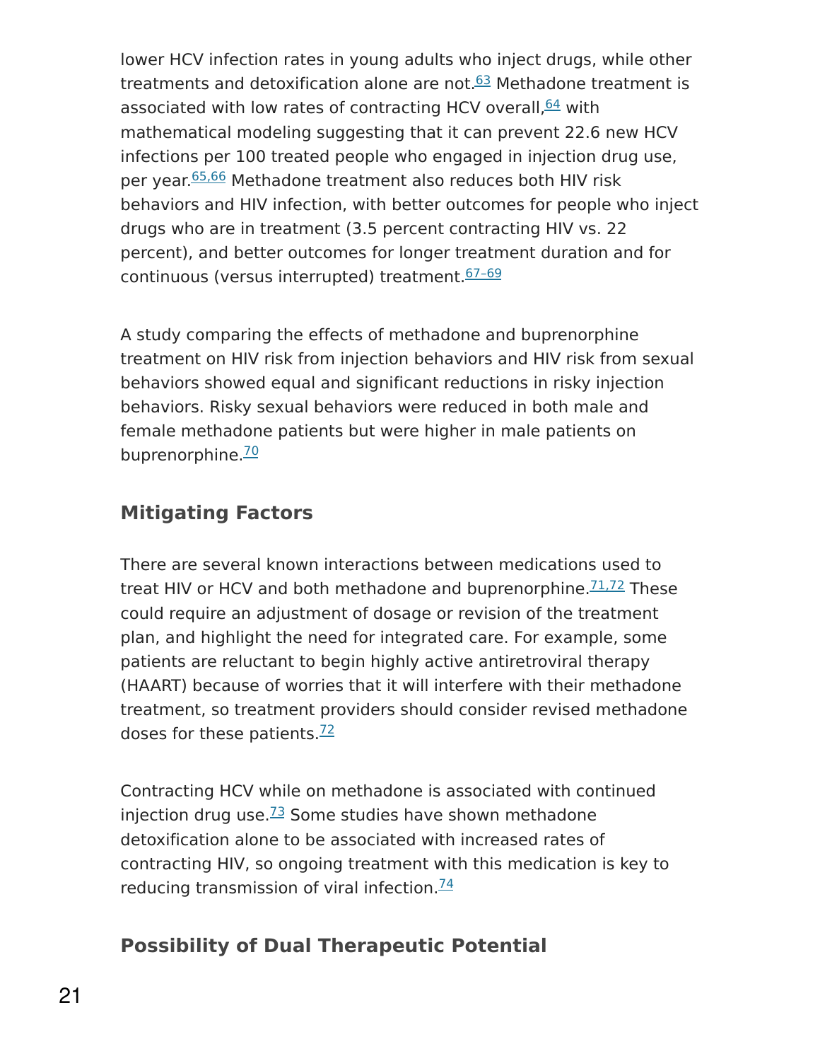lower HCV infection rates in young adults who inject drugs, while other treatments and detoxification alone are not.[63] Methadone treatment is associated with low rates of contracting HCV overall,[64] with mathematical modeling suggesting that it can prevent 22.6 new HCV infections per 100 treated people who engaged in injection drug use, per year.[65,66] Methadone treatment also reduces both HIV risk behaviors and HIV infection, with better outcomes for people who inject drugs who are in treatment (3.5 percent contracting HIV vs. 22 percent), and better outcomes for longer treatment duration and for continuous (versus interrupted) treatment.[67–69]

A study comparing the effects of methadone and buprenorphine treatment on HIV risk from injection behaviors and HIV risk from sexual behaviors showed equal and significant reductions in risky injection behaviors. Risky sexual behaviors were reduced in both male and female methadone patients but were higher in male patients on buprenorphine.[70]

## Mitigating Factors

There are several known interactions between medications used to treat HIV or HCV and both methadone and buprenorphine.[71,72] These could require an adjustment of dosage or revision of the treatment plan, and highlight the need for integrated care. For example, some patients are reluctant to begin highly active antiretroviral therapy (HAART) because of worries that it will interfere with their methadone treatment, so treatment providers should consider revised methadone doses for these patients.[72]

Contracting HCV while on methadone is associated with continued injection drug use.[73] Some studies have shown methadone detoxification alone to be associated with increased rates of contracting HIV, so ongoing treatment with this medication is key to reducing transmission of viral infection.[74]

## Possibility of Dual Therapeutic Potential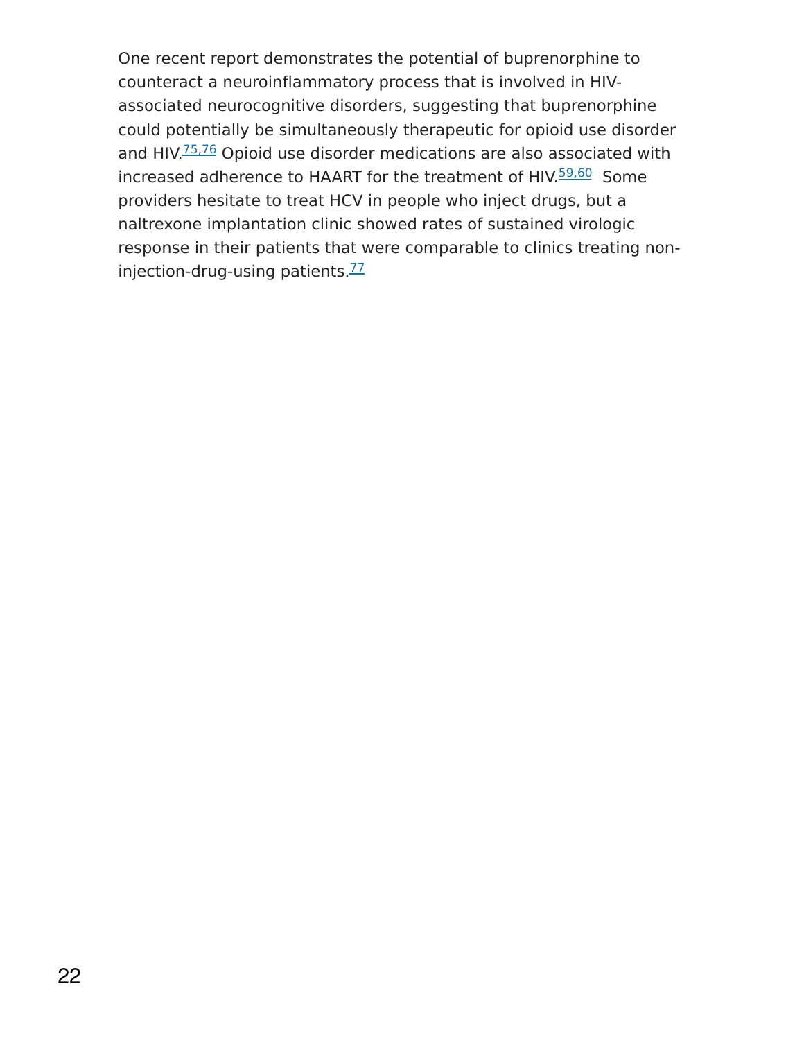One recent report demonstrates the potential of buprenorphine to counteract a neuroinflammatory process that is involved in HIV-associated neurocognitive disorders, suggesting that buprenorphine could potentially be simultaneously therapeutic for opioid use disorder and HIV.[75,76] Opioid use disorder medications are also associated with increased adherence to HAART for the treatment of HIV.[59,60] Some providers hesitate to treat HCV in people who inject drugs, but a naltrexone implantation clinic showed rates of sustained virologic response in their patients that were comparable to clinics treating non-injection-drug-using patients.[77]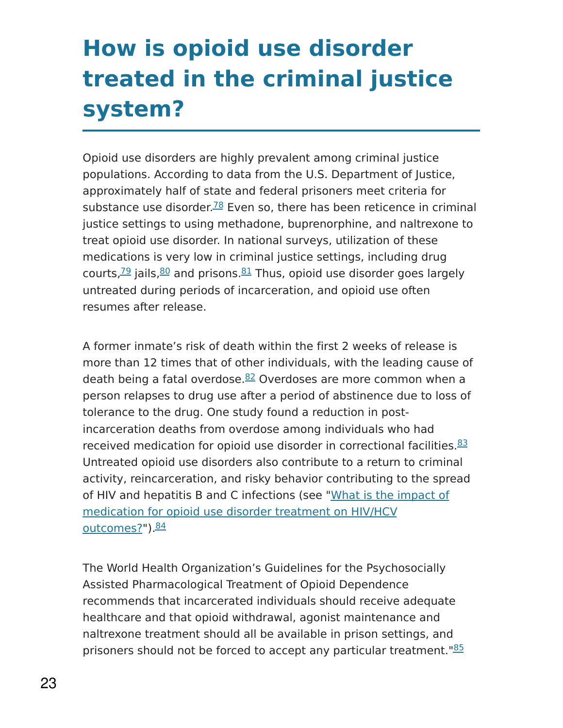# How is opioid use disorder treated in the criminal justice system?

Opioid use disorders are highly prevalent among criminal justice populations. According to data from the U.S. Department of Justice, approximately half of state and federal prisoners meet criteria for substance use disorder.[78] Even so, there has been reticence in criminal justice settings to using methadone, buprenorphine, and naltrexone to treat opioid use disorder. In national surveys, utilization of these medications is very low in criminal justice settings, including drug courts,[79] jails,[80] and prisons.[81] Thus, opioid use disorder goes largely untreated during periods of incarceration, and opioid use often resumes after release.

A former inmate's risk of death within the first 2 weeks of release is more than 12 times that of other individuals, with the leading cause of death being a fatal overdose.[82] Overdoses are more common when a person relapses to drug use after a period of abstinence due to loss of tolerance to the drug. One study found a reduction in post-incarceration deaths from overdose among individuals who had received medication for opioid use disorder in correctional facilities.[83] Untreated opioid use disorders also contribute to a return to criminal activity, reincarceration, and risky behavior contributing to the spread of HIV and hepatitis B and C infections (see "What is the impact of medication for opioid use disorder treatment on HIV/HCV outcomes?").[84]

The World Health Organization's Guidelines for the Psychosocially Assisted Pharmacological Treatment of Opioid Dependence recommends that incarcerated individuals should receive adequate healthcare and that opioid withdrawal, agonist maintenance and naltrexone treatment should all be available in prison settings, and prisoners should not be forced to accept any particular treatment."[85]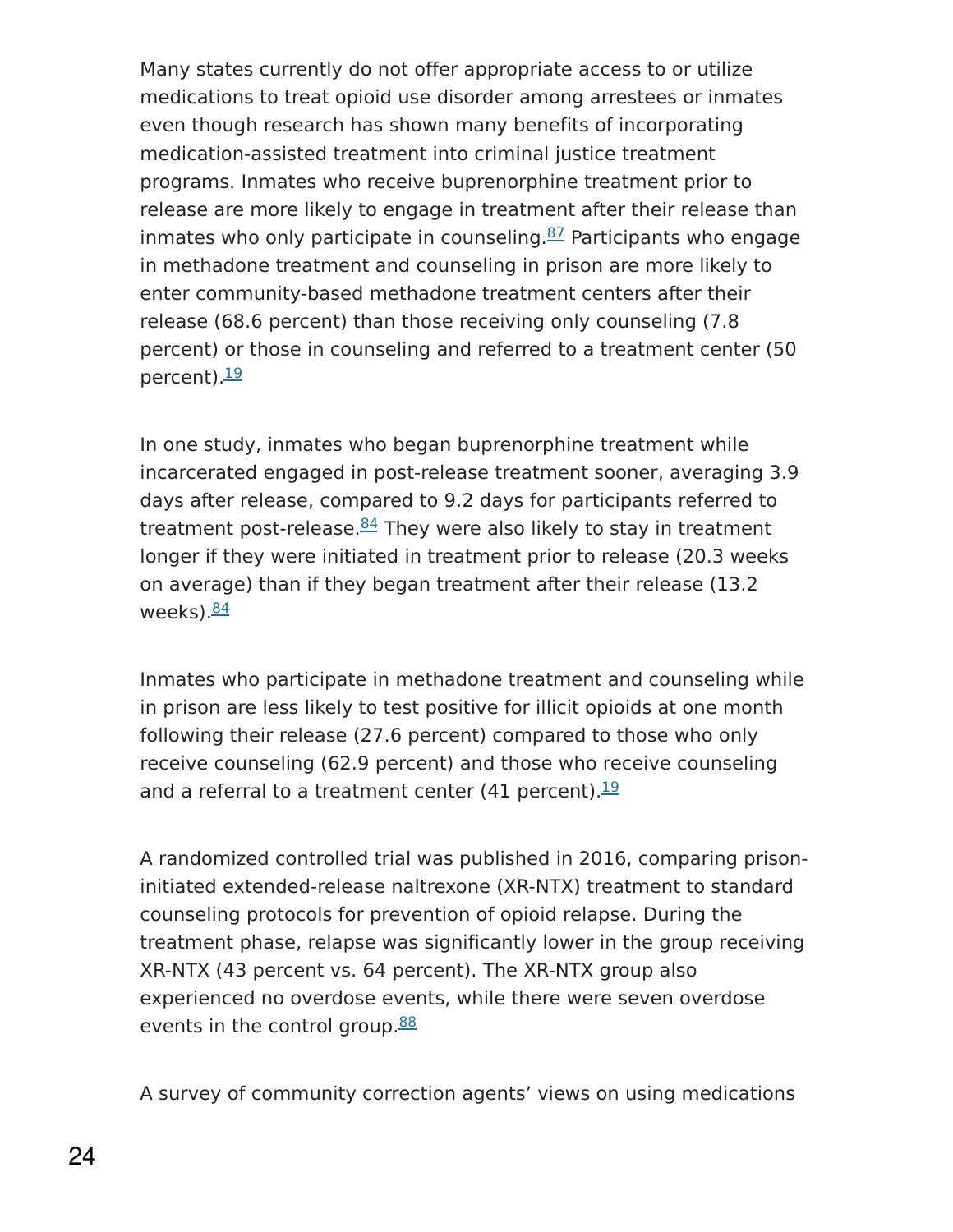Many states currently do not offer appropriate access to or utilize medications to treat opioid use disorder among arrestees or inmates even though research has shown many benefits of incorporating medication-assisted treatment into criminal justice treatment programs. Inmates who receive buprenorphine treatment prior to release are more likely to engage in treatment after their release than inmates who only participate in counseling.[87] Participants who engage in methadone treatment and counseling in prison are more likely to enter community-based methadone treatment centers after their release (68.6 percent) than those receiving only counseling (7.8 percent) or those in counseling and referred to a treatment center (50 percent).[19]

In one study, inmates who began buprenorphine treatment while incarcerated engaged in post-release treatment sooner, averaging 3.9 days after release, compared to 9.2 days for participants referred to treatment post-release.[84] They were also likely to stay in treatment longer if they were initiated in treatment prior to release (20.3 weeks on average) than if they began treatment after their release (13.2 weeks).[84]

Inmates who participate in methadone treatment and counseling while in prison are less likely to test positive for illicit opioids at one month following their release (27.6 percent) compared to those who only receive counseling (62.9 percent) and those who receive counseling and a referral to a treatment center (41 percent).[19]

A randomized controlled trial was published in 2016, comparing prison-initiated extended-release naltrexone (XR-NTX) treatment to standard counseling protocols for prevention of opioid relapse. During the treatment phase, relapse was significantly lower in the group receiving XR-NTX (43 percent vs. 64 percent). The XR-NTX group also experienced no overdose events, while there were seven overdose events in the control group.[88]

A survey of community correction agents' views on using medications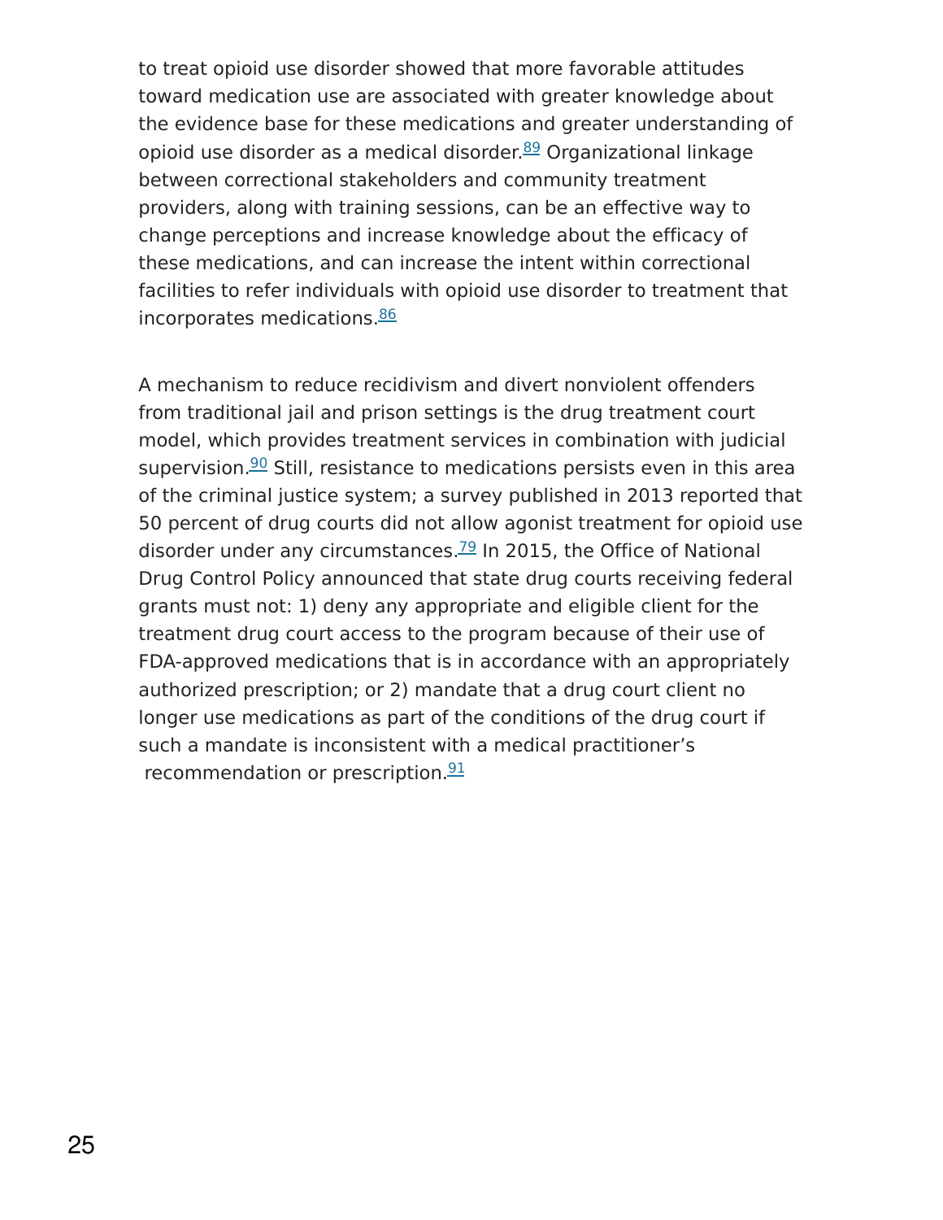to treat opioid use disorder showed that more favorable attitudes toward medication use are associated with greater knowledge about the evidence base for these medications and greater understanding of opioid use disorder as a medical disorder.[89] Organizational linkage between correctional stakeholders and community treatment providers, along with training sessions, can be an effective way to change perceptions and increase knowledge about the efficacy of these medications, and can increase the intent within correctional facilities to refer individuals with opioid use disorder to treatment that incorporates medications.[86]

A mechanism to reduce recidivism and divert nonviolent offenders from traditional jail and prison settings is the drug treatment court model, which provides treatment services in combination with judicial supervision.[90] Still, resistance to medications persists even in this area of the criminal justice system; a survey published in 2013 reported that 50 percent of drug courts did not allow agonist treatment for opioid use disorder under any circumstances.[79] In 2015, the Office of National Drug Control Policy announced that state drug courts receiving federal grants must not: 1) deny any appropriate and eligible client for the treatment drug court access to the program because of their use of FDA-approved medications that is in accordance with an appropriately authorized prescription; or 2) mandate that a drug court client no longer use medications as part of the conditions of the drug court if such a mandate is inconsistent with a medical practitioner's recommendation or prescription.[91]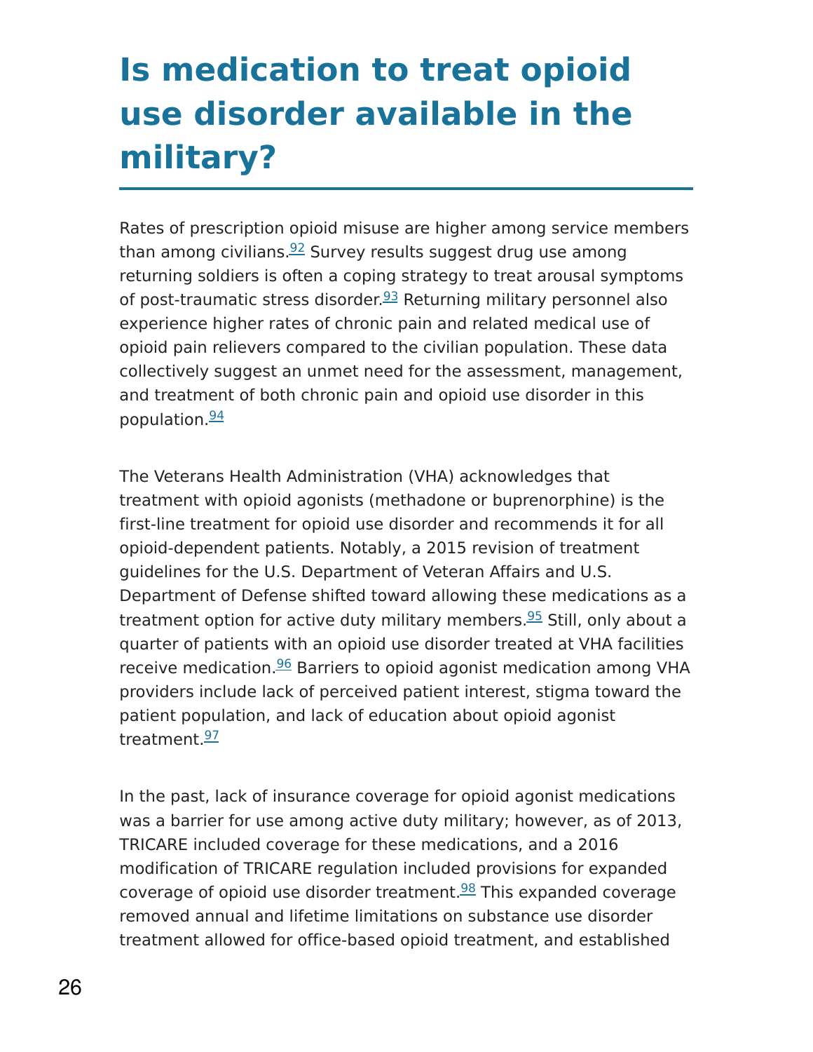# Is medication to treat opioid use disorder available in the military?

Rates of prescription opioid misuse are higher among service members than among civilians.[92] Survey results suggest drug use among returning soldiers is often a coping strategy to treat arousal symptoms of post-traumatic stress disorder.[93] Returning military personnel also experience higher rates of chronic pain and related medical use of opioid pain relievers compared to the civilian population. These data collectively suggest an unmet need for the assessment, management, and treatment of both chronic pain and opioid use disorder in this population.[94]

The Veterans Health Administration (VHA) acknowledges that treatment with opioid agonists (methadone or buprenorphine) is the first-line treatment for opioid use disorder and recommends it for all opioid-dependent patients. Notably, a 2015 revision of treatment guidelines for the U.S. Department of Veteran Affairs and U.S. Department of Defense shifted toward allowing these medications as a treatment option for active duty military members.[95] Still, only about a quarter of patients with an opioid use disorder treated at VHA facilities receive medication.[96] Barriers to opioid agonist medication among VHA providers include lack of perceived patient interest, stigma toward the patient population, and lack of education about opioid agonist treatment.[97]

In the past, lack of insurance coverage for opioid agonist medications was a barrier for use among active duty military; however, as of 2013, TRICARE included coverage for these medications, and a 2016 modification of TRICARE regulation included provisions for expanded coverage of opioid use disorder treatment.[98] This expanded coverage removed annual and lifetime limitations on substance use disorder treatment allowed for office-based opioid treatment, and established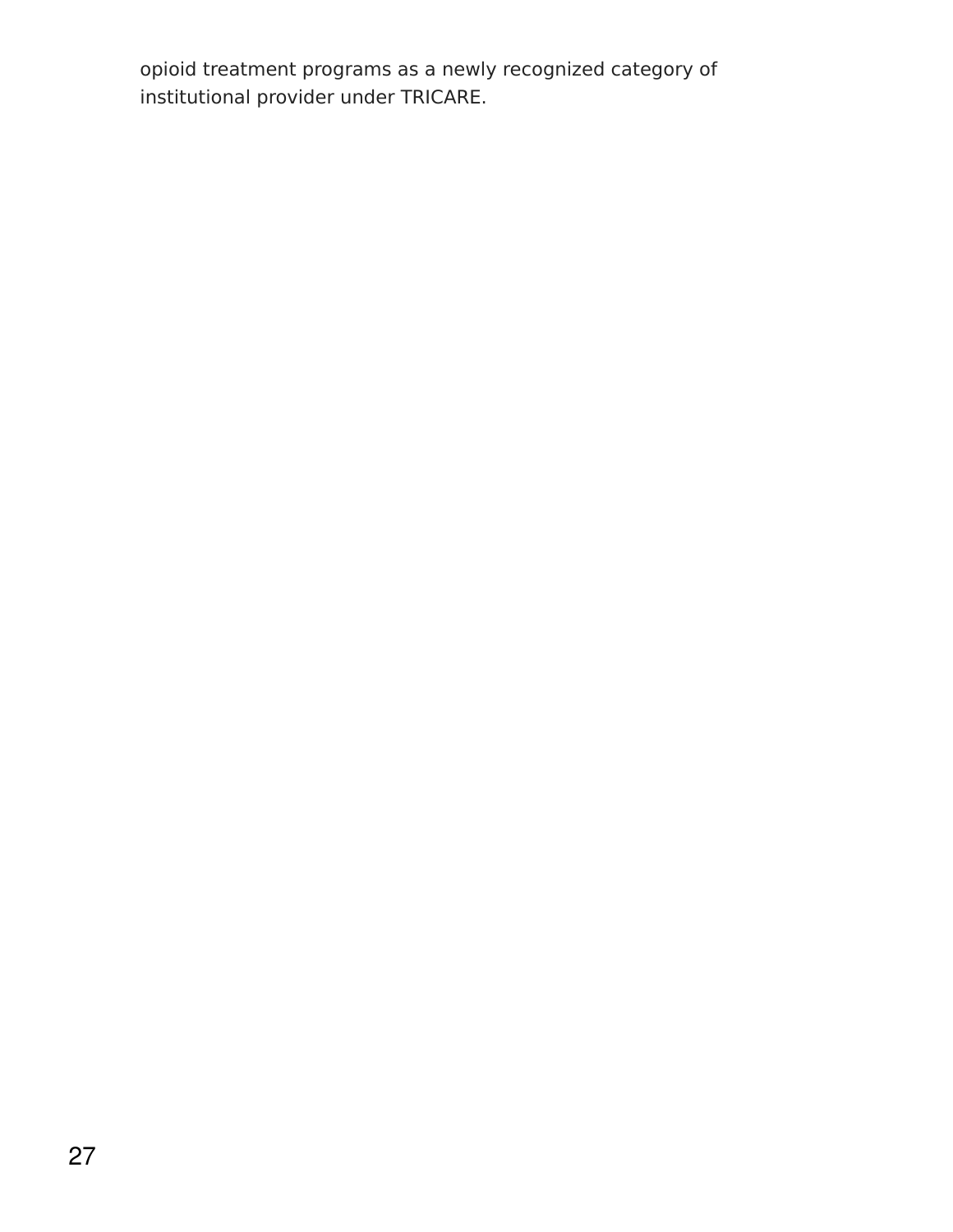opioid treatment programs as a newly recognized category of institutional provider under TRICARE.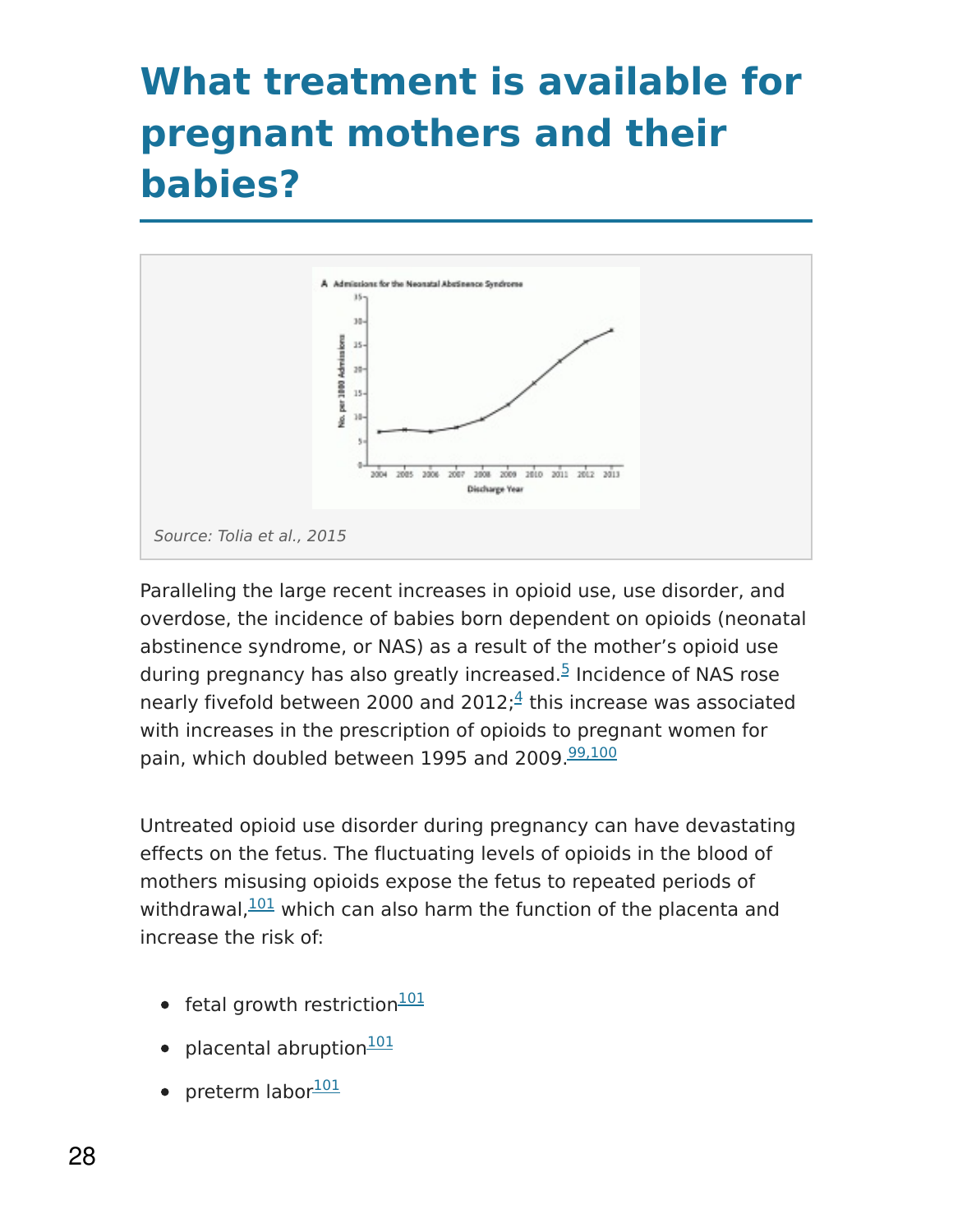# What treatment is available for pregnant mothers and their babies?

Source: Tolia et al., 2015

Paralleling the large recent increases in opioid use, use disorder, and overdose, the incidence of babies born dependent on opioids (neonatal abstinence syndrome, or NAS) as a result of the mother's opioid use during pregnancy has also greatly increased.[5] Incidence of NAS rose nearly fivefold between 2000 and 2012;[4] this increase was associated with increases in the prescription of opioids to pregnant women for pain, which doubled between 1995 and 2009.[99,100]

Untreated opioid use disorder during pregnancy can have devastating effects on the fetus. The fluctuating levels of opioids in the blood of mothers misusing opioids expose the fetus to repeated periods of withdrawal,[101] which can also harm the function of the placenta and increase the risk of:

- fetal growth restriction[101]
- placental abruption[101]
- preterm labor[101]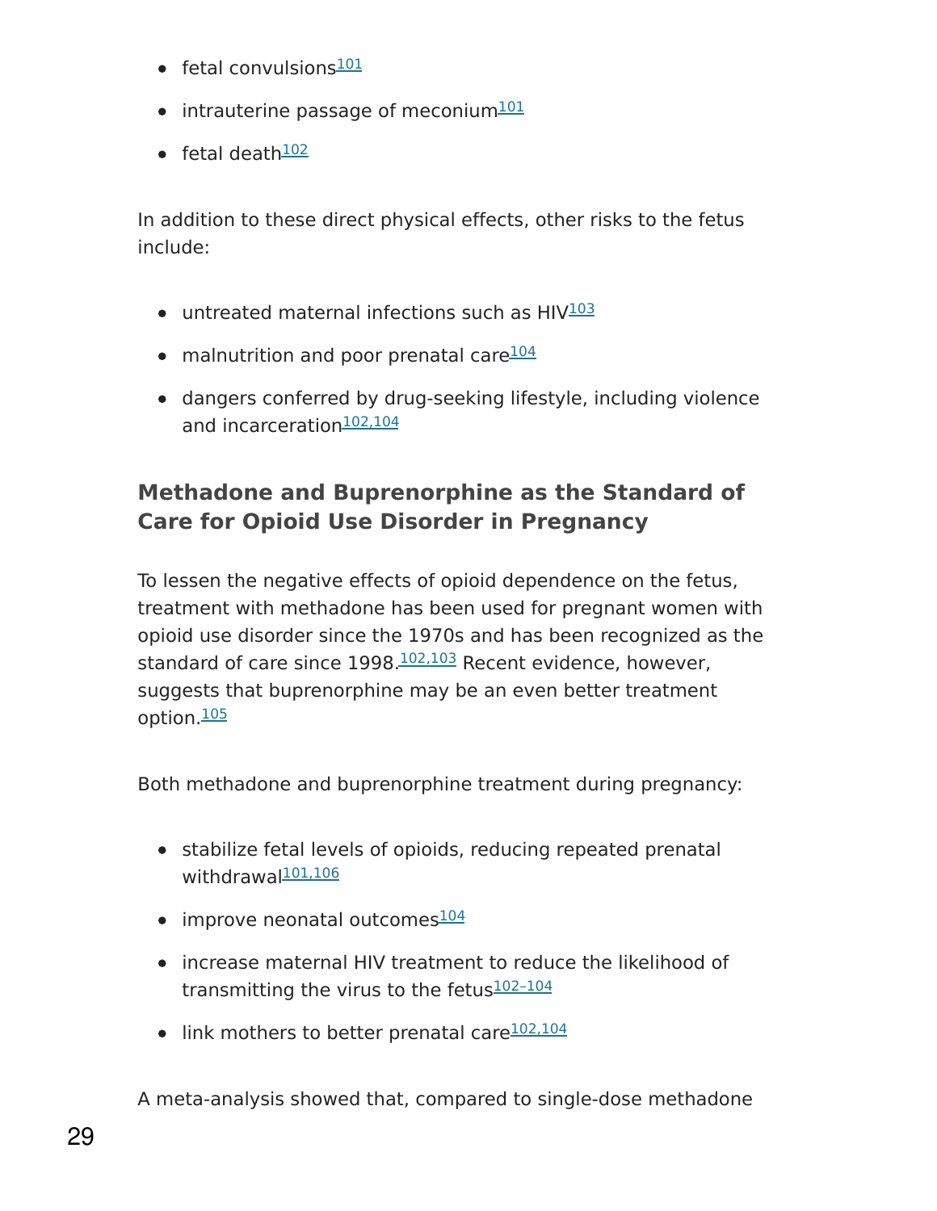- fetal convulsions[101]
- intrauterine passage of meconium[101]
- fetal death[102]

In addition to these direct physical effects, other risks to the fetus include:

- untreated maternal infections such as HIV[103]
- malnutrition and poor prenatal care[104]
- dangers conferred by drug-seeking lifestyle, including violence and incarceration[102,104]

### Methadone and Buprenorphine as the Standard of Care for Opioid Use Disorder in Pregnancy

To lessen the negative effects of opioid dependence on the fetus, treatment with methadone has been used for pregnant women with opioid use disorder since the 1970s and has been recognized as the standard of care since 1998.[102,103] Recent evidence, however, suggests that buprenorphine may be an even better treatment option.[105]

Both methadone and buprenorphine treatment during pregnancy:

- stabilize fetal levels of opioids, reducing repeated prenatal withdrawal[101,106]
- improve neonatal outcomes[104]
- increase maternal HIV treatment to reduce the likelihood of transmitting the virus to the fetus[102–104]
- link mothers to better prenatal care[102,104]

A meta-analysis showed that, compared to single-dose methadone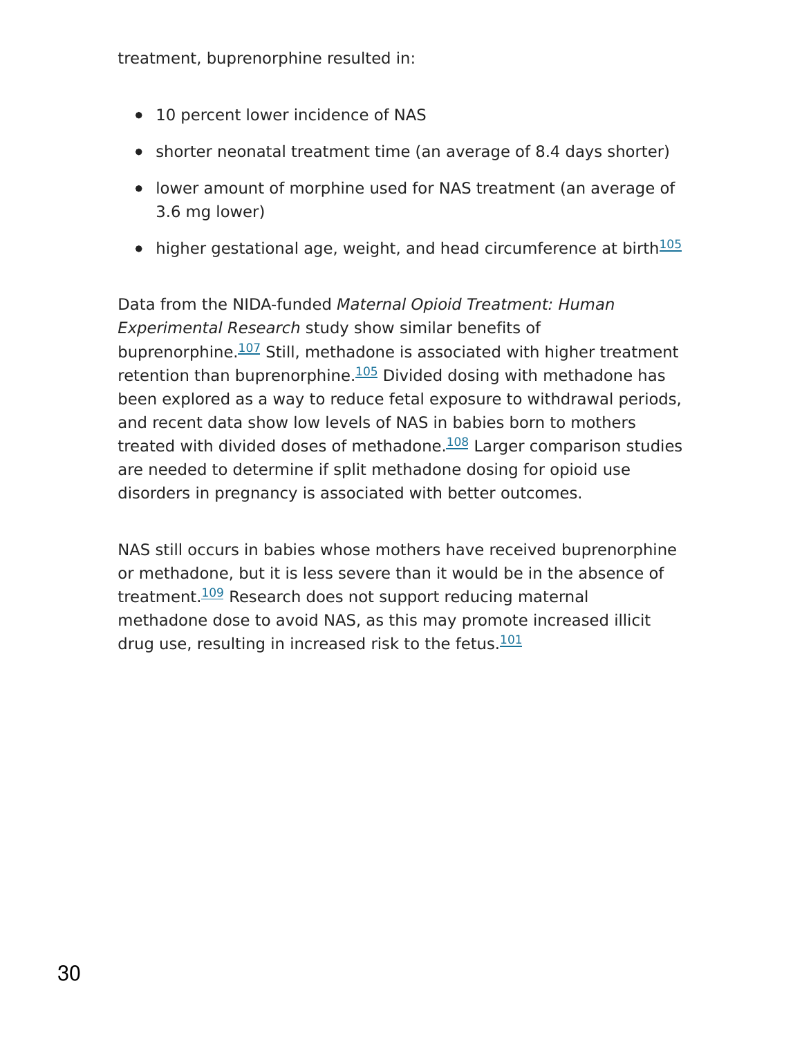treatment, buprenorphine resulted in:

- 10 percent lower incidence of NAS
- shorter neonatal treatment time (an average of 8.4 days shorter)
- lower amount of morphine used for NAS treatment (an average of 3.6 mg lower)
- higher gestational age, weight, and head circumference at birth[105]

Data from the NIDA-funded *Maternal Opioid Treatment: Human Experimental Research* study show similar benefits of buprenorphine.[107] Still, methadone is associated with higher treatment retention than buprenorphine.[105] Divided dosing with methadone has been explored as a way to reduce fetal exposure to withdrawal periods, and recent data show low levels of NAS in babies born to mothers treated with divided doses of methadone.[108] Larger comparison studies are needed to determine if split methadone dosing for opioid use disorders in pregnancy is associated with better outcomes.

NAS still occurs in babies whose mothers have received buprenorphine or methadone, but it is less severe than it would be in the absence of treatment.[109] Research does not support reducing maternal methadone dose to avoid NAS, as this may promote increased illicit drug use, resulting in increased risk to the fetus.[101]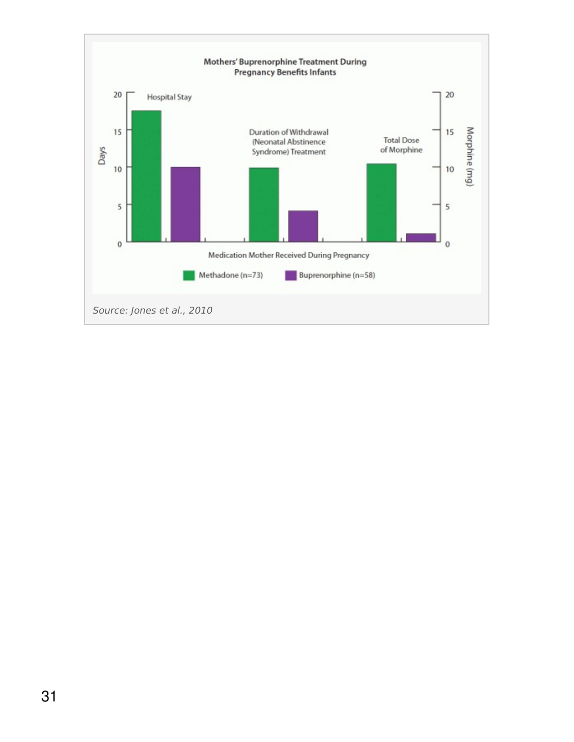**Mothers' Buprenorphine Treatment During Pregnancy Benefits Infants**

Hospital Stay

Duration of Withdrawal (Neonatal Abstinence Syndrome) Treatment

Total Dose of Morphine

Days

Morphine (mg)

Medication Mother Received During Pregnancy

Methadone (n=73) | Buprenorphine (n=58)

*Source: Jones et al., 2010*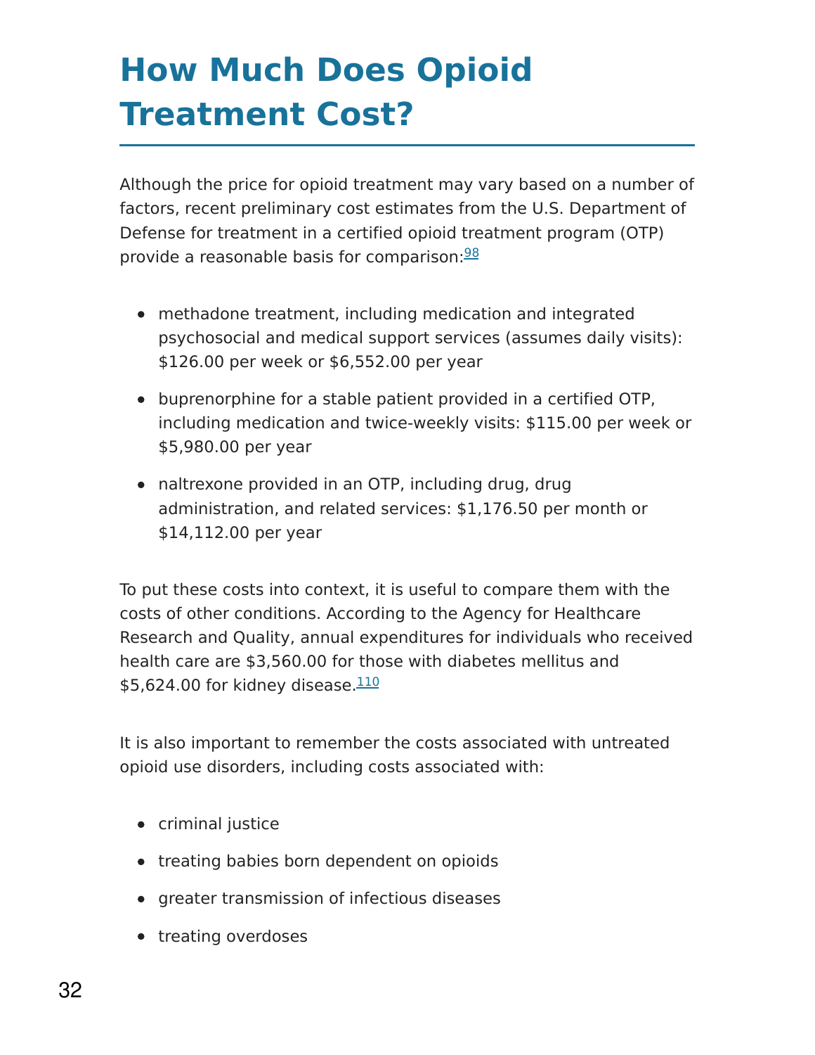# How Much Does Opioid Treatment Cost?

Although the price for opioid treatment may vary based on a number of factors, recent preliminary cost estimates from the U.S. Department of Defense for treatment in a certified opioid treatment program (OTP) provide a reasonable basis for comparison:[98]

- methadone treatment, including medication and integrated psychosocial and medical support services (assumes daily visits): $126.00 per week or $6,552.00 per year
- buprenorphine for a stable patient provided in a certified OTP, including medication and twice-weekly visits: $115.00 per week or $5,980.00 per year
- naltrexone provided in an OTP, including drug, drug administration, and related services: $1,176.50 per month or $14,112.00 per year

To put these costs into context, it is useful to compare them with the costs of other conditions. According to the Agency for Healthcare Research and Quality, annual expenditures for individuals who received health care are $3,560.00 for those with diabetes mellitus and $5,624.00 for kidney disease.[110]

It is also important to remember the costs associated with untreated opioid use disorders, including costs associated with:

- criminal justice
- treating babies born dependent on opioids
- greater transmission of infectious diseases
- treating overdoses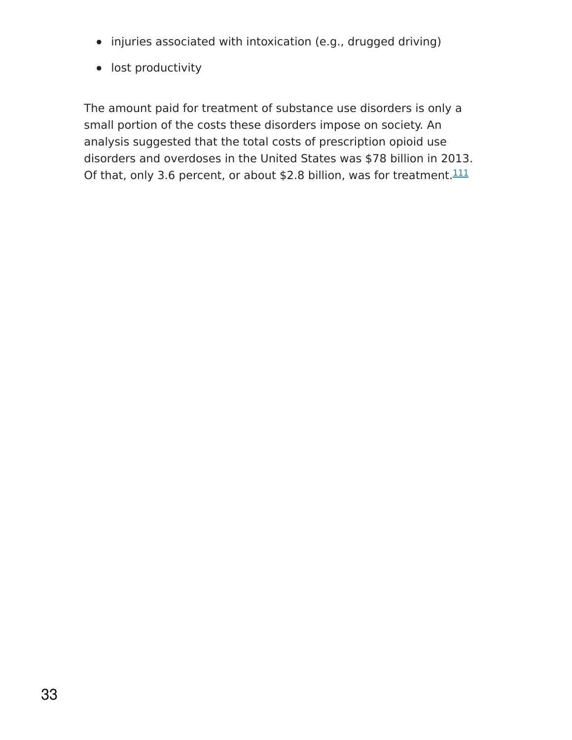- injuries associated with intoxication (e.g., drugged driving)
- lost productivity

The amount paid for treatment of substance use disorders is only a small portion of the costs these disorders impose on society. An analysis suggested that the total costs of prescription opioid use disorders and overdoses in the United States was $78 billion in 2013. Of that, only 3.6 percent, or about $2.8 billion, was for treatment.[111]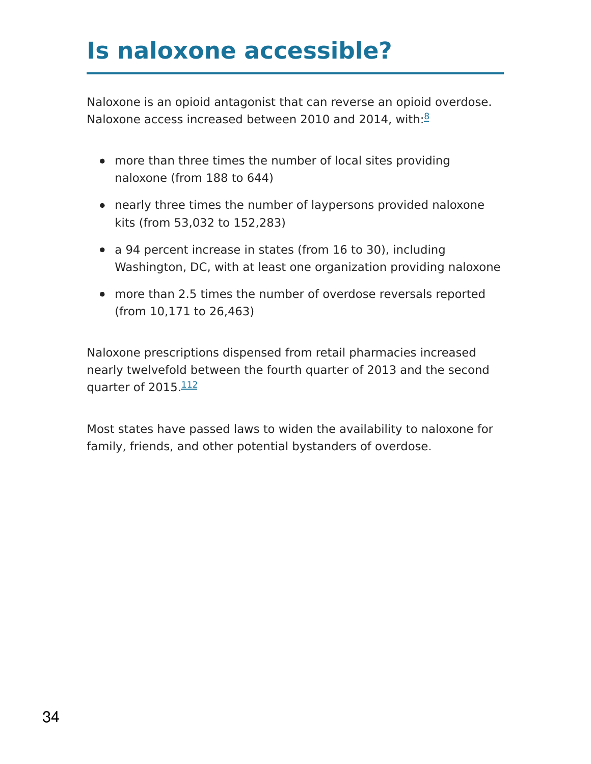# Is naloxone accessible?

Naloxone is an opioid antagonist that can reverse an opioid overdose. Naloxone access increased between 2010 and 2014, with:[8]

- more than three times the number of local sites providing naloxone (from 188 to 644)
- nearly three times the number of laypersons provided naloxone kits (from 53,032 to 152,283)
- a 94 percent increase in states (from 16 to 30), including Washington, DC, with at least one organization providing naloxone
- more than 2.5 times the number of overdose reversals reported (from 10,171 to 26,463)

Naloxone prescriptions dispensed from retail pharmacies increased nearly twelvefold between the fourth quarter of 2013 and the second quarter of 2015.[112]

Most states have passed laws to widen the availability to naloxone for family, friends, and other potential bystanders of overdose.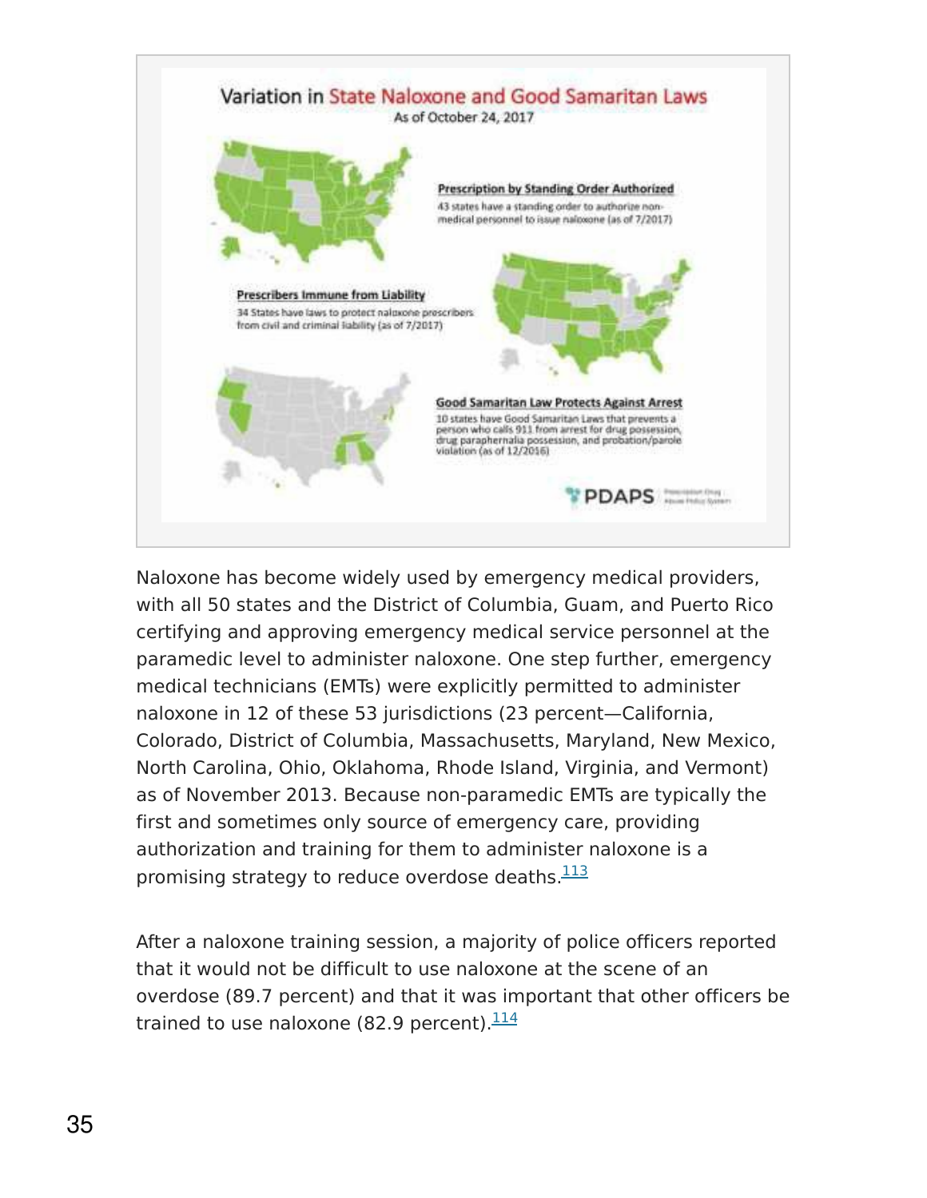Naloxone has become widely used by emergency medical providers, with all 50 states and the District of Columbia, Guam, and Puerto Rico certifying and approving emergency medical service personnel at the paramedic level to administer naloxone. One step further, emergency medical technicians (EMTs) were explicitly permitted to administer naloxone in 12 of these 53 jurisdictions (23 percent—California, Colorado, District of Columbia, Massachusetts, Maryland, New Mexico, North Carolina, Ohio, Oklahoma, Rhode Island, Virginia, and Vermont) as of November 2013. Because non-paramedic EMTs are typically the first and sometimes only source of emergency care, providing authorization and training for them to administer naloxone is a promising strategy to reduce overdose deaths.[113]

After a naloxone training session, a majority of police officers reported that it would not be difficult to use naloxone at the scene of an overdose (89.7 percent) and that it was important that other officers be trained to use naloxone (82.9 percent).[114]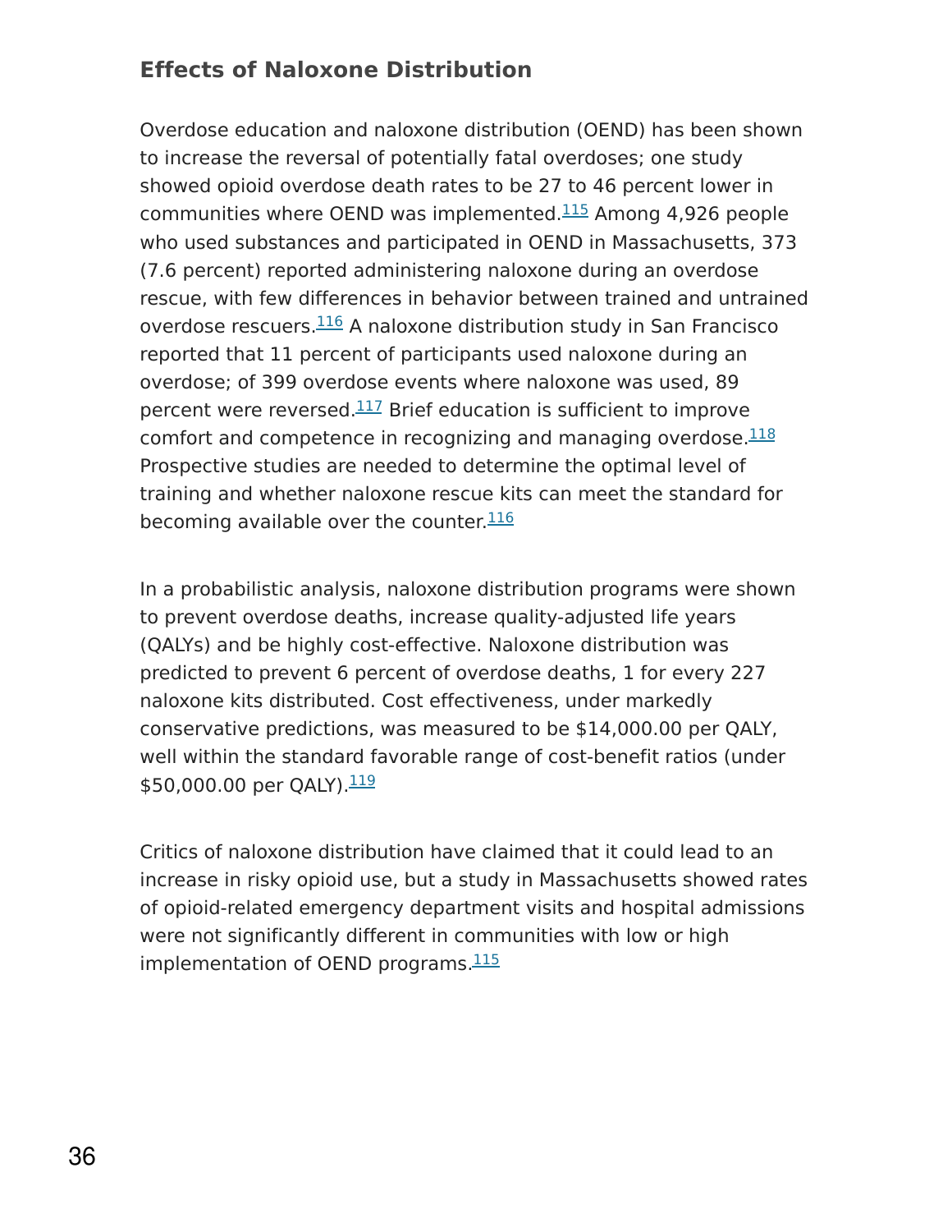## Effects of Naloxone Distribution

Overdose education and naloxone distribution (OEND) has been shown to increase the reversal of potentially fatal overdoses; one study showed opioid overdose death rates to be 27 to 46 percent lower in communities where OEND was implemented.[115] Among 4,926 people who used substances and participated in OEND in Massachusetts, 373 (7.6 percent) reported administering naloxone during an overdose rescue, with few differences in behavior between trained and untrained overdose rescuers.[116] A naloxone distribution study in San Francisco reported that 11 percent of participants used naloxone during an overdose; of 399 overdose events where naloxone was used, 89 percent were reversed.[117] Brief education is sufficient to improve comfort and competence in recognizing and managing overdose.[118] Prospective studies are needed to determine the optimal level of training and whether naloxone rescue kits can meet the standard for becoming available over the counter.[116]

In a probabilistic analysis, naloxone distribution programs were shown to prevent overdose deaths, increase quality-adjusted life years (QALYs) and be highly cost-effective. Naloxone distribution was predicted to prevent 6 percent of overdose deaths, 1 for every 227 naloxone kits distributed. Cost effectiveness, under markedly conservative predictions, was measured to be $14,000.00 per QALY, well within the standard favorable range of cost-benefit ratios (under $50,000.00 per QALY).[119]

Critics of naloxone distribution have claimed that it could lead to an increase in risky opioid use, but a study in Massachusetts showed rates of opioid-related emergency department visits and hospital admissions were not significantly different in communities with low or high implementation of OEND programs.[115]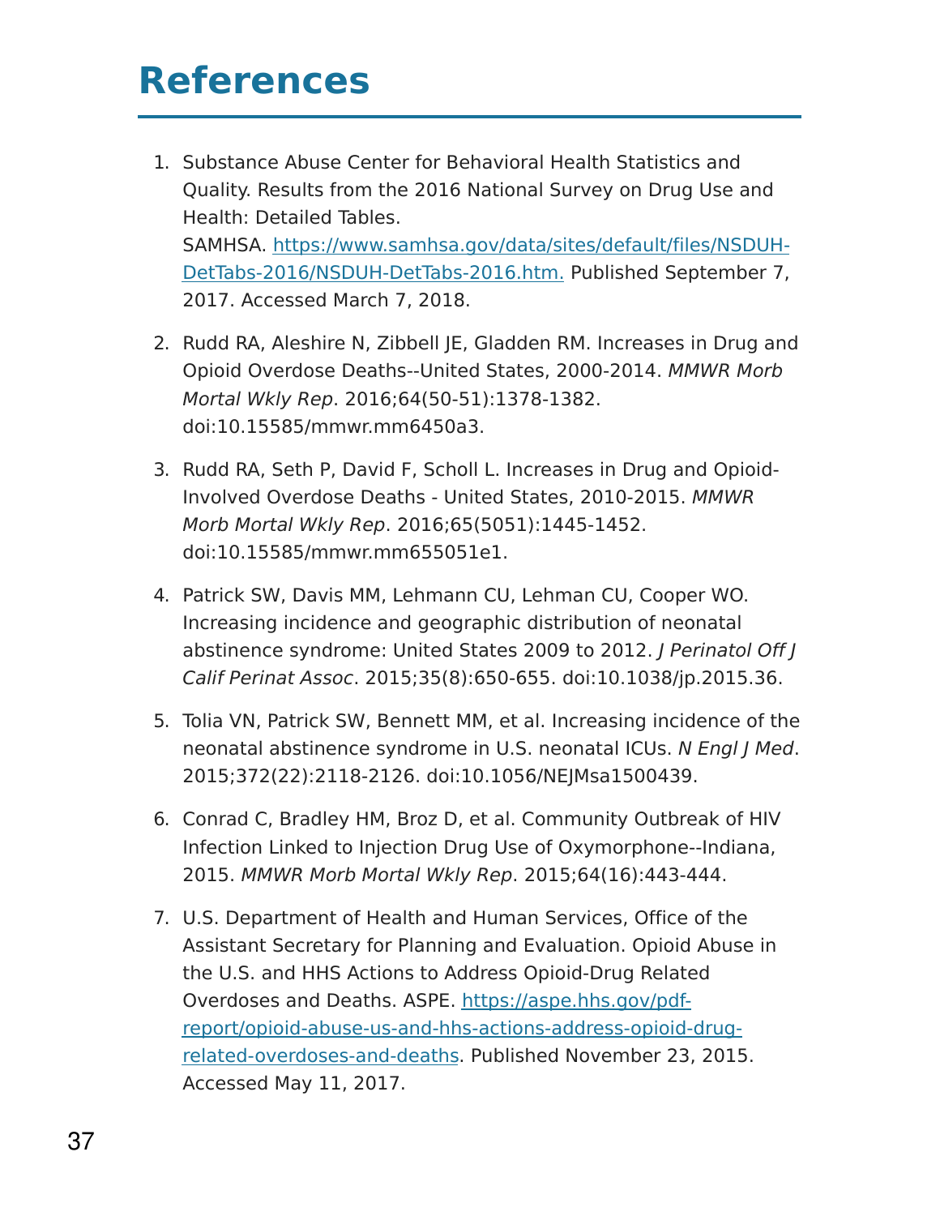# References

1. Substance Abuse Center for Behavioral Health Statistics and Quality. Results from the 2016 National Survey on Drug Use and Health: Detailed Tables. SAMHSA. [https://www.samhsa.gov/data/sites/default/files/NSDUH-DetTabs-2016/NSDUH-DetTabs-2016.htm.](https://www.samhsa.gov/data/sites/default/files/NSDUH-DetTabs-2016/NSDUH-DetTabs-2016.htm) Published September 7, 2017. Accessed March 7, 2018.

2. Rudd RA, Aleshire N, Zibbell JE, Gladden RM. Increases in Drug and Opioid Overdose Deaths--United States, 2000-2014. *MMWR Morb Mortal Wkly Rep*. 2016;64(50-51):1378-1382. doi:10.15585/mmwr.mm6450a3.

3. Rudd RA, Seth P, David F, Scholl L. Increases in Drug and Opioid-Involved Overdose Deaths - United States, 2010-2015. *MMWR Morb Mortal Wkly Rep*. 2016;65(5051):1445-1452. doi:10.15585/mmwr.mm655051e1.

4. Patrick SW, Davis MM, Lehmann CU, Lehman CU, Cooper WO. Increasing incidence and geographic distribution of neonatal abstinence syndrome: United States 2009 to 2012. *J Perinatol Off J Calif Perinat Assoc*. 2015;35(8):650-655. doi:10.1038/jp.2015.36.

5. Tolia VN, Patrick SW, Bennett MM, et al. Increasing incidence of the neonatal abstinence syndrome in U.S. neonatal ICUs. *N Engl J Med*. 2015;372(22):2118-2126. doi:10.1056/NEJMsa1500439.

6. Conrad C, Bradley HM, Broz D, et al. Community Outbreak of HIV Infection Linked to Injection Drug Use of Oxymorphone--Indiana, 2015. *MMWR Morb Mortal Wkly Rep*. 2015;64(16):443-444.

7. U.S. Department of Health and Human Services, Office of the Assistant Secretary for Planning and Evaluation. Opioid Abuse in the U.S. and HHS Actions to Address Opioid-Drug Related Overdoses and Deaths. ASPE. [https://aspe.hhs.gov/pdf-report/opioid-abuse-us-and-hhs-actions-address-opioid-drug-related-overdoses-and-deaths](https://aspe.hhs.gov/pdf-report/opioid-abuse-us-and-hhs-actions-address-opioid-drug-related-overdoses-and-deaths). Published November 23, 2015. Accessed May 11, 2017.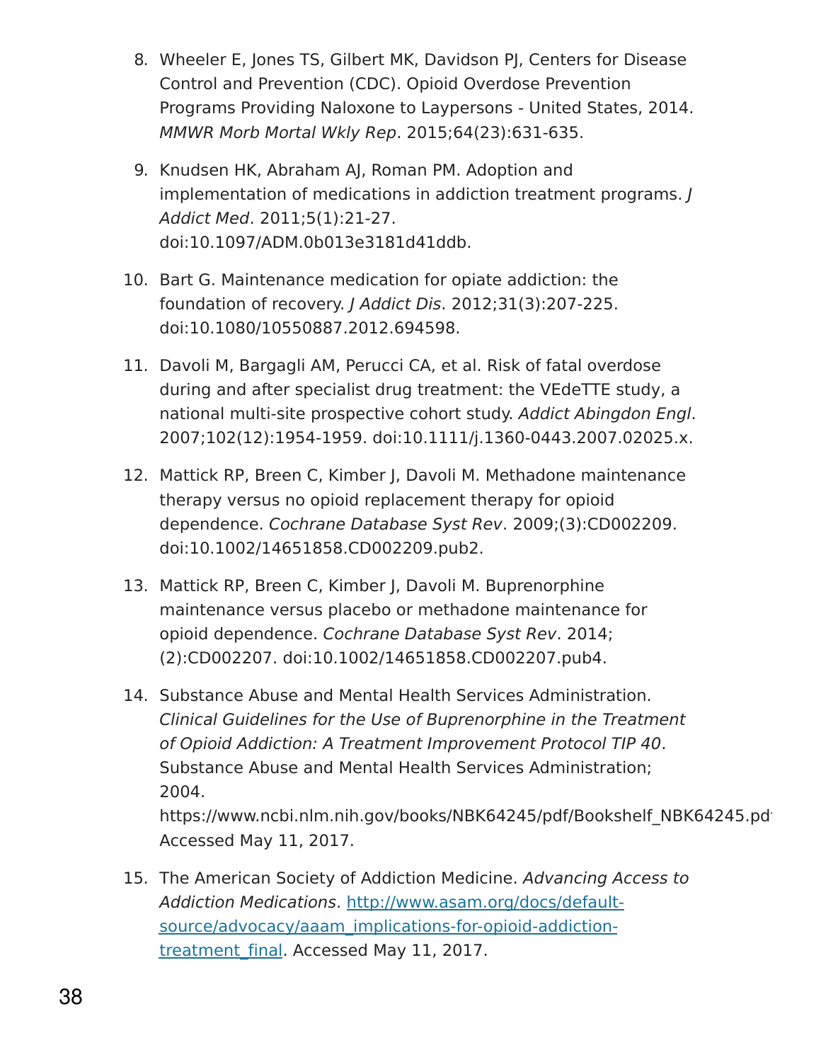8. Wheeler E, Jones TS, Gilbert MK, Davidson PJ, Centers for Disease Control and Prevention (CDC). Opioid Overdose Prevention Programs Providing Naloxone to Laypersons - United States, 2014. *MMWR Morb Mortal Wkly Rep*. 2015;64(23):631-635.

9. Knudsen HK, Abraham AJ, Roman PM. Adoption and implementation of medications in addiction treatment programs. *J Addict Med*. 2011;5(1):21-27. doi:10.1097/ADM.0b013e3181d41ddb.

10. Bart G. Maintenance medication for opiate addiction: the foundation of recovery. *J Addict Dis*. 2012;31(3):207-225. doi:10.1080/10550887.2012.694598.

11. Davoli M, Bargagli AM, Perucci CA, et al. Risk of fatal overdose during and after specialist drug treatment: the VEdeTTE study, a national multi-site prospective cohort study. *Addict Abingdon Engl*. 2007;102(12):1954-1959. doi:10.1111/j.1360-0443.2007.02025.x.

12. Mattick RP, Breen C, Kimber J, Davoli M. Methadone maintenance therapy versus no opioid replacement therapy for opioid dependence. *Cochrane Database Syst Rev*. 2009;(3):CD002209. doi:10.1002/14651858.CD002209.pub2.

13. Mattick RP, Breen C, Kimber J, Davoli M. Buprenorphine maintenance versus placebo or methadone maintenance for opioid dependence. *Cochrane Database Syst Rev*. 2014;(2):CD002207. doi:10.1002/14651858.CD002207.pub4.

14. Substance Abuse and Mental Health Services Administration. *Clinical Guidelines for the Use of Buprenorphine in the Treatment of Opioid Addiction: A Treatment Improvement Protocol TIP 40*. Substance Abuse and Mental Health Services Administration; 2004. https://www.ncbi.nlm.nih.gov/books/NBK64245/pdf/Bookshelf_NBK64245.pdf Accessed May 11, 2017.

15. The American Society of Addiction Medicine. *Advancing Access to Addiction Medications*. [http://www.asam.org/docs/default-source/advocacy/aaam_implications-for-opioid-addiction-treatment_final](http://www.asam.org/docs/default-source/advocacy/aaam_implications-for-opioid-addiction-treatment_final). Accessed May 11, 2017.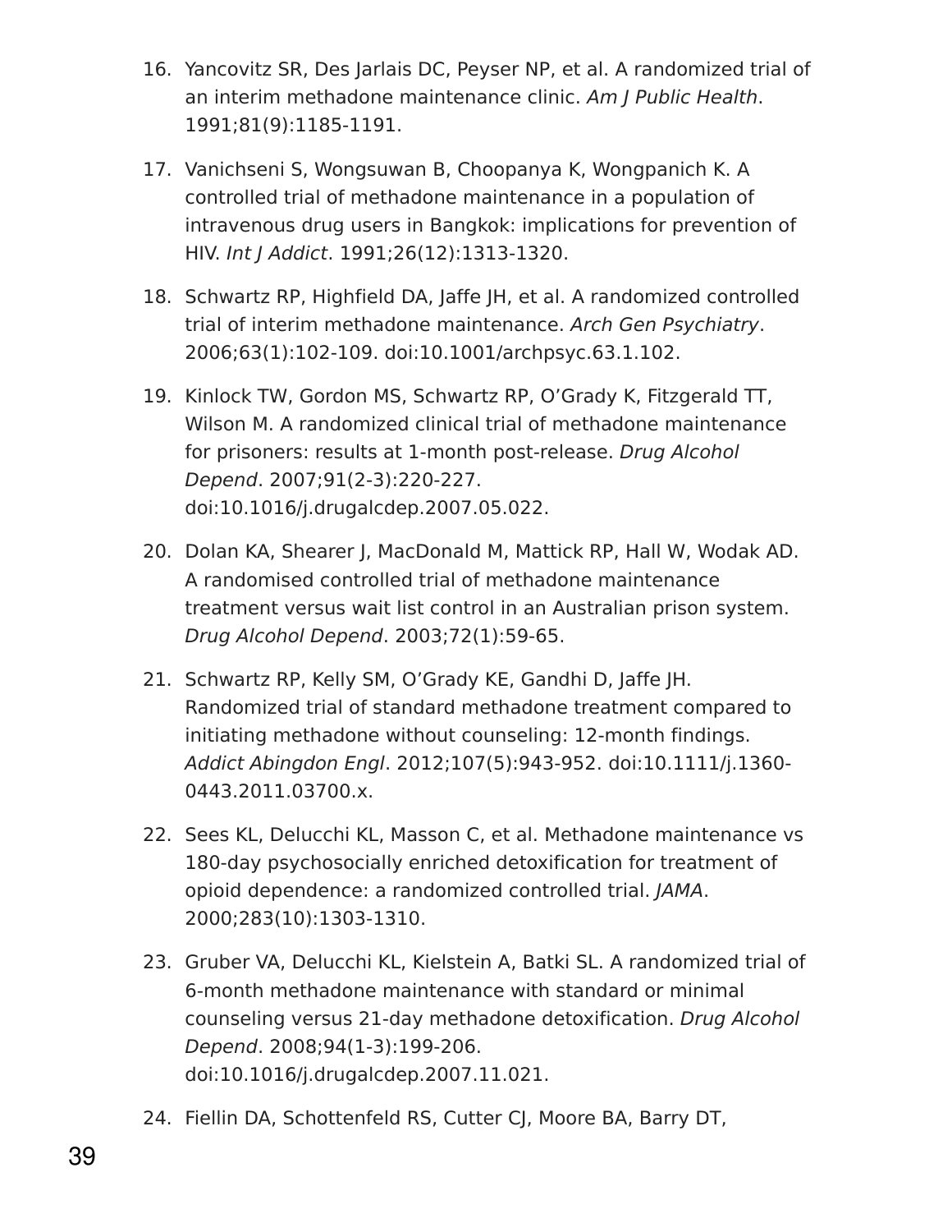16. Yancovitz SR, Des Jarlais DC, Peyser NP, et al. A randomized trial of an interim methadone maintenance clinic. *Am J Public Health*. 1991;81(9):1185-1191.

17. Vanichseni S, Wongsuwan B, Choopanya K, Wongpanich K. A controlled trial of methadone maintenance in a population of intravenous drug users in Bangkok: implications for prevention of HIV. *Int J Addict*. 1991;26(12):1313-1320.

18. Schwartz RP, Highfield DA, Jaffe JH, et al. A randomized controlled trial of interim methadone maintenance. *Arch Gen Psychiatry*. 2006;63(1):102-109. doi:10.1001/archpsyc.63.1.102.

19. Kinlock TW, Gordon MS, Schwartz RP, O'Grady K, Fitzgerald TT, Wilson M. A randomized clinical trial of methadone maintenance for prisoners: results at 1-month post-release. *Drug Alcohol Depend*. 2007;91(2-3):220-227. doi:10.1016/j.drugalcdep.2007.05.022.

20. Dolan KA, Shearer J, MacDonald M, Mattick RP, Hall W, Wodak AD. A randomised controlled trial of methadone maintenance treatment versus wait list control in an Australian prison system. *Drug Alcohol Depend*. 2003;72(1):59-65.

21. Schwartz RP, Kelly SM, O'Grady KE, Gandhi D, Jaffe JH. Randomized trial of standard methadone treatment compared to initiating methadone without counseling: 12-month findings. *Addict Abingdon Engl*. 2012;107(5):943-952. doi:10.1111/j.1360-0443.2011.03700.x.

22. Sees KL, Delucchi KL, Masson C, et al. Methadone maintenance vs 180-day psychosocially enriched detoxification for treatment of opioid dependence: a randomized controlled trial. *JAMA*. 2000;283(10):1303-1310.

23. Gruber VA, Delucchi KL, Kielstein A, Batki SL. A randomized trial of 6-month methadone maintenance with standard or minimal counseling versus 21-day methadone detoxification. *Drug Alcohol Depend*. 2008;94(1-3):199-206. doi:10.1016/j.drugalcdep.2007.11.021.

24. Fiellin DA, Schottenfeld RS, Cutter CJ, Moore BA, Barry DT,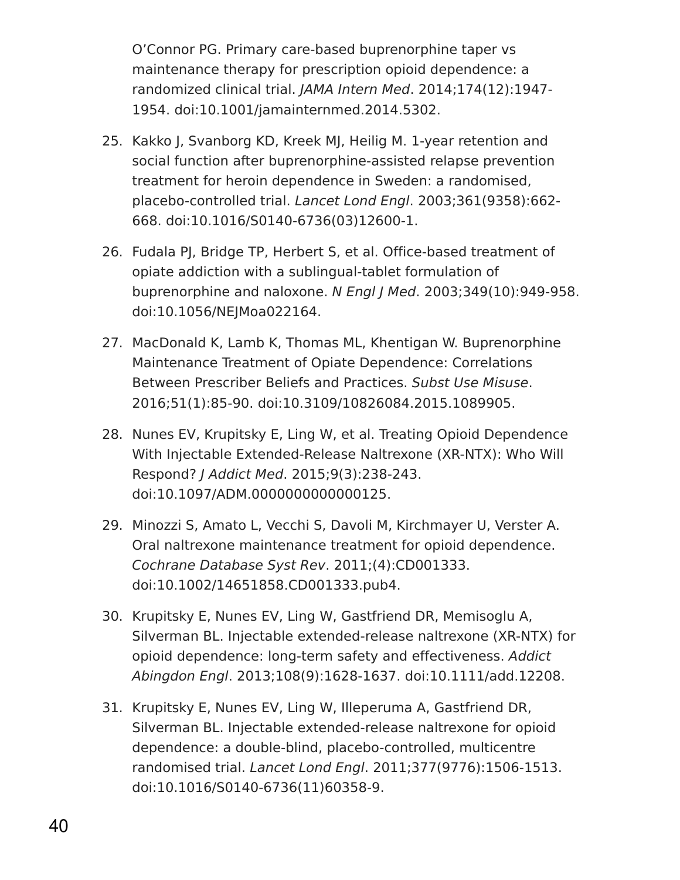O'Connor PG. Primary care-based buprenorphine taper vs maintenance therapy for prescription opioid dependence: a randomized clinical trial. *JAMA Intern Med*. 2014;174(12):1947-1954. doi:10.1001/jamainternmed.2014.5302.

25. Kakko J, Svanborg KD, Kreek MJ, Heilig M. 1-year retention and social function after buprenorphine-assisted relapse prevention treatment for heroin dependence in Sweden: a randomised, placebo-controlled trial. *Lancet Lond Engl*. 2003;361(9358):662-668. doi:10.1016/S0140-6736(03)12600-1.

26. Fudala PJ, Bridge TP, Herbert S, et al. Office-based treatment of opiate addiction with a sublingual-tablet formulation of buprenorphine and naloxone. *N Engl J Med*. 2003;349(10):949-958. doi:10.1056/NEJMoa022164.

27. MacDonald K, Lamb K, Thomas ML, Khentigan W. Buprenorphine Maintenance Treatment of Opiate Dependence: Correlations Between Prescriber Beliefs and Practices. *Subst Use Misuse*. 2016;51(1):85-90. doi:10.3109/10826084.2015.1089905.

28. Nunes EV, Krupitsky E, Ling W, et al. Treating Opioid Dependence With Injectable Extended-Release Naltrexone (XR-NTX): Who Will Respond? *J Addict Med*. 2015;9(3):238-243. doi:10.1097/ADM.0000000000000125.

29. Minozzi S, Amato L, Vecchi S, Davoli M, Kirchmayer U, Verster A. Oral naltrexone maintenance treatment for opioid dependence. *Cochrane Database Syst Rev*. 2011;(4):CD001333. doi:10.1002/14651858.CD001333.pub4.

30. Krupitsky E, Nunes EV, Ling W, Gastfriend DR, Memisoglu A, Silverman BL. Injectable extended-release naltrexone (XR-NTX) for opioid dependence: long-term safety and effectiveness. *Addict Abingdon Engl*. 2013;108(9):1628-1637. doi:10.1111/add.12208.

31. Krupitsky E, Nunes EV, Ling W, Illeperuma A, Gastfriend DR, Silverman BL. Injectable extended-release naltrexone for opioid dependence: a double-blind, placebo-controlled, multicentre randomised trial. *Lancet Lond Engl*. 2011;377(9776):1506-1513. doi:10.1016/S0140-6736(11)60358-9.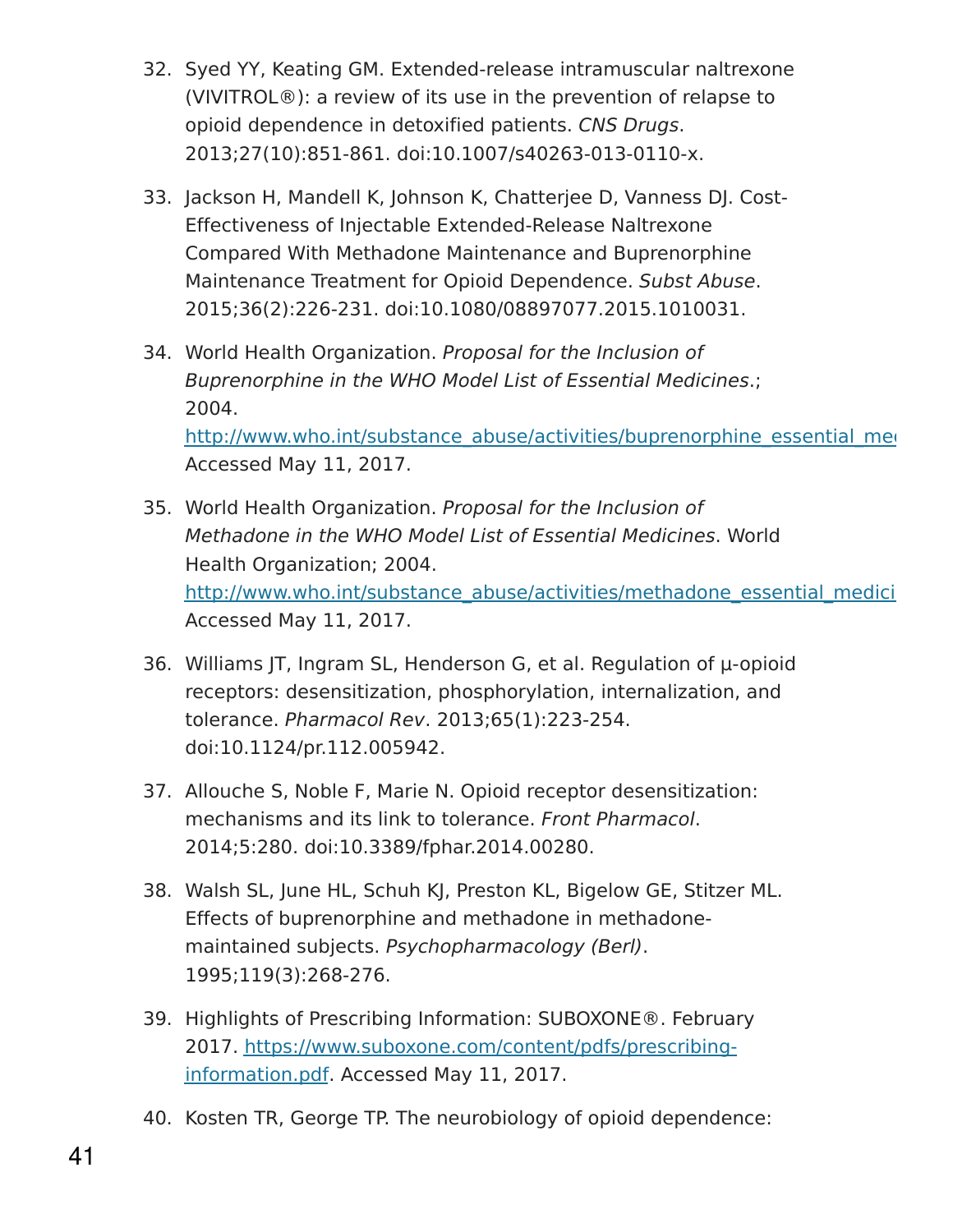32. Syed YY, Keating GM. Extended-release intramuscular naltrexone (VIVITROL®): a review of its use in the prevention of relapse to opioid dependence in detoxified patients. *CNS Drugs*. 2013;27(10):851-861. doi:10.1007/s40263-013-0110-x.

33. Jackson H, Mandell K, Johnson K, Chatterjee D, Vanness DJ. Cost-Effectiveness of Injectable Extended-Release Naltrexone Compared With Methadone Maintenance and Buprenorphine Maintenance Treatment for Opioid Dependence. *Subst Abuse*. 2015;36(2):226-231. doi:10.1080/08897077.2015.1010031.

34. World Health Organization. *Proposal for the Inclusion of Buprenorphine in the WHO Model List of Essential Medicines*.; 2004. http://www.who.int/substance_abuse/activities/buprenorphine_essential_me Accessed May 11, 2017.

35. World Health Organization. *Proposal for the Inclusion of Methadone in the WHO Model List of Essential Medicines*. World Health Organization; 2004. http://www.who.int/substance_abuse/activities/methadone_essential_medici Accessed May 11, 2017.

36. Williams JT, Ingram SL, Henderson G, et al. Regulation of µ-opioid receptors: desensitization, phosphorylation, internalization, and tolerance. *Pharmacol Rev*. 2013;65(1):223-254. doi:10.1124/pr.112.005942.

37. Allouche S, Noble F, Marie N. Opioid receptor desensitization: mechanisms and its link to tolerance. *Front Pharmacol*. 2014;5:280. doi:10.3389/fphar.2014.00280.

38. Walsh SL, June HL, Schuh KJ, Preston KL, Bigelow GE, Stitzer ML. Effects of buprenorphine and methadone in methadone-maintained subjects. *Psychopharmacology (Berl)*. 1995;119(3):268-276.

39. Highlights of Prescribing Information: SUBOXONE®. February 2017. https://www.suboxone.com/content/pdfs/prescribing-information.pdf. Accessed May 11, 2017.

40. Kosten TR, George TP. The neurobiology of opioid dependence: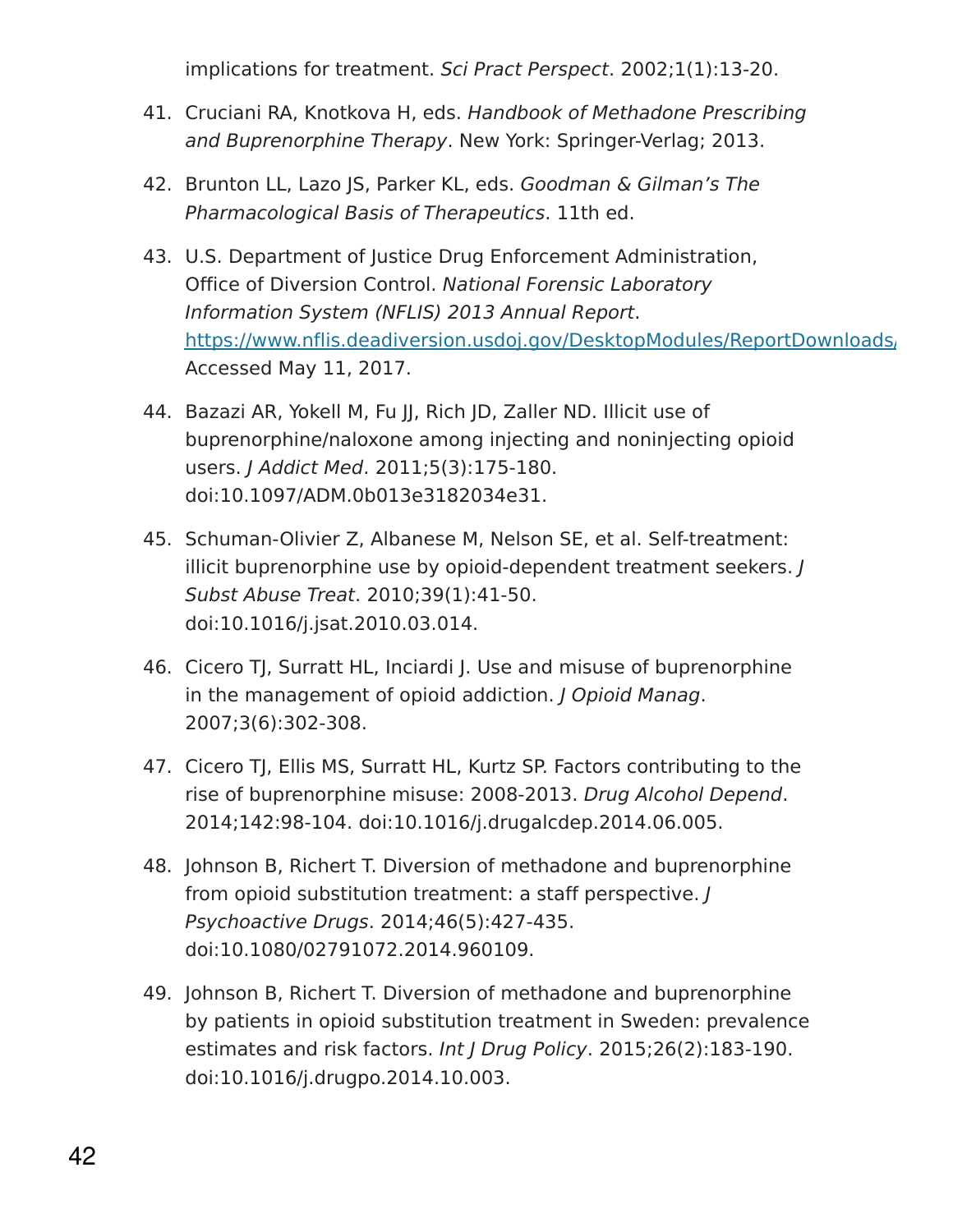implications for treatment. *Sci Pract Perspect*. 2002;1(1):13-20.

41. Cruciani RA, Knotkova H, eds. *Handbook of Methadone Prescribing and Buprenorphine Therapy*. New York: Springer-Verlag; 2013.

42. Brunton LL, Lazo JS, Parker KL, eds. *Goodman & Gilman's The Pharmacological Basis of Therapeutics*. 11th ed.

43. U.S. Department of Justice Drug Enforcement Administration, Office of Diversion Control. *National Forensic Laboratory Information System (NFLIS) 2013 Annual Report*. https://www.nflis.deadiversion.usdoj.gov/DesktopModules/ReportDownloads/ Accessed May 11, 2017.

44. Bazazi AR, Yokell M, Fu JJ, Rich JD, Zaller ND. Illicit use of buprenorphine/naloxone among injecting and noninjecting opioid users. *J Addict Med*. 2011;5(3):175-180. doi:10.1097/ADM.0b013e3182034e31.

45. Schuman-Olivier Z, Albanese M, Nelson SE, et al. Self-treatment: illicit buprenorphine use by opioid-dependent treatment seekers. *J Subst Abuse Treat*. 2010;39(1):41-50. doi:10.1016/j.jsat.2010.03.014.

46. Cicero TJ, Surratt HL, Inciardi J. Use and misuse of buprenorphine in the management of opioid addiction. *J Opioid Manag*. 2007;3(6):302-308.

47. Cicero TJ, Ellis MS, Surratt HL, Kurtz SP. Factors contributing to the rise of buprenorphine misuse: 2008-2013. *Drug Alcohol Depend*. 2014;142:98-104. doi:10.1016/j.drugalcdep.2014.06.005.

48. Johnson B, Richert T. Diversion of methadone and buprenorphine from opioid substitution treatment: a staff perspective. *J Psychoactive Drugs*. 2014;46(5):427-435. doi:10.1080/02791072.2014.960109.

49. Johnson B, Richert T. Diversion of methadone and buprenorphine by patients in opioid substitution treatment in Sweden: prevalence estimates and risk factors. *Int J Drug Policy*. 2015;26(2):183-190. doi:10.1016/j.drugpo.2014.10.003.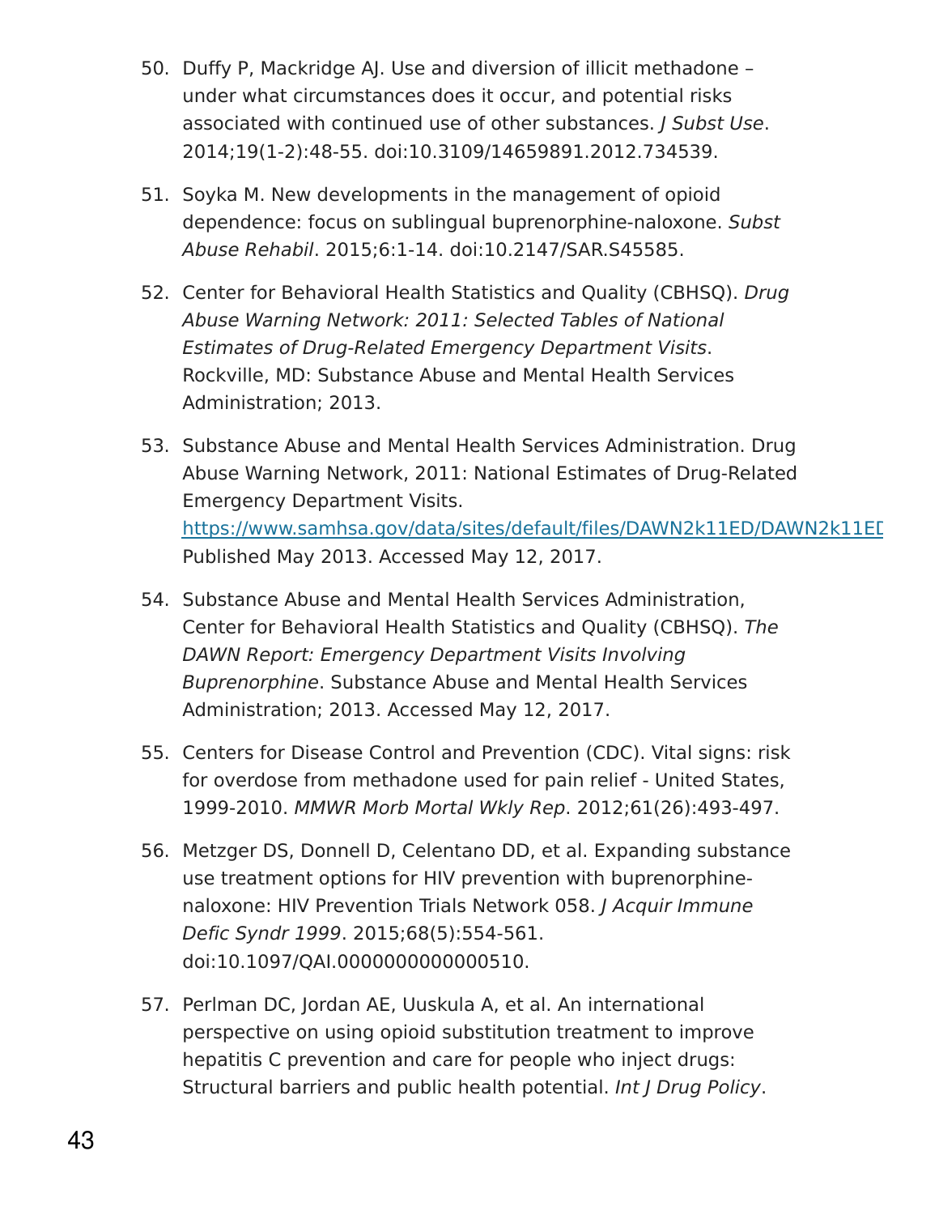50. Duffy P, Mackridge AJ. Use and diversion of illicit methadone – under what circumstances does it occur, and potential risks associated with continued use of other substances. *J Subst Use*. 2014;19(1-2):48-55. doi:10.3109/14659891.2012.734539.

51. Soyka M. New developments in the management of opioid dependence: focus on sublingual buprenorphine-naloxone. *Subst Abuse Rehabil*. 2015;6:1-14. doi:10.2147/SAR.S45585.

52. Center for Behavioral Health Statistics and Quality (CBHSQ). *Drug Abuse Warning Network: 2011: Selected Tables of National Estimates of Drug-Related Emergency Department Visits*. Rockville, MD: Substance Abuse and Mental Health Services Administration; 2013.

53. Substance Abuse and Mental Health Services Administration. Drug Abuse Warning Network, 2011: National Estimates of Drug-Related Emergency Department Visits. https://www.samhsa.gov/data/sites/default/files/DAWN2k11ED/DAWN2k11ED Published May 2013. Accessed May 12, 2017.

54. Substance Abuse and Mental Health Services Administration, Center for Behavioral Health Statistics and Quality (CBHSQ). *The DAWN Report: Emergency Department Visits Involving Buprenorphine*. Substance Abuse and Mental Health Services Administration; 2013. Accessed May 12, 2017.

55. Centers for Disease Control and Prevention (CDC). Vital signs: risk for overdose from methadone used for pain relief - United States, 1999-2010. *MMWR Morb Mortal Wkly Rep*. 2012;61(26):493-497.

56. Metzger DS, Donnell D, Celentano DD, et al. Expanding substance use treatment options for HIV prevention with buprenorphine-naloxone: HIV Prevention Trials Network 058. *J Acquir Immune Defic Syndr 1999*. 2015;68(5):554-561. doi:10.1097/QAI.0000000000000510.

57. Perlman DC, Jordan AE, Uuskula A, et al. An international perspective on using opioid substitution treatment to improve hepatitis C prevention and care for people who inject drugs: Structural barriers and public health potential. *Int J Drug Policy*.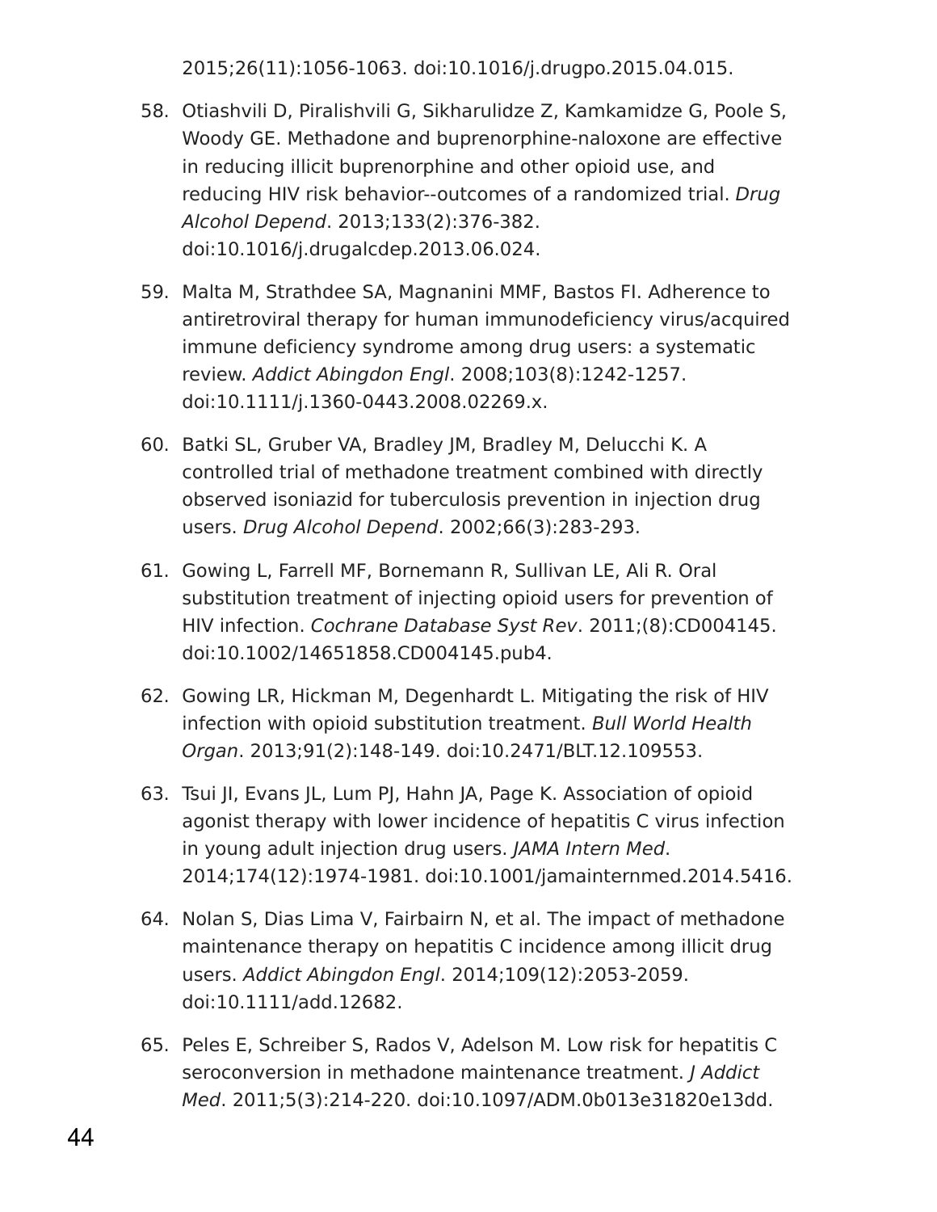2015;26(11):1056-1063. doi:10.1016/j.drugpo.2015.04.015.

58. Otiashvili D, Piralishvili G, Sikharulidze Z, Kamkamidze G, Poole S, Woody GE. Methadone and buprenorphine-naloxone are effective in reducing illicit buprenorphine and other opioid use, and reducing HIV risk behavior--outcomes of a randomized trial. *Drug Alcohol Depend*. 2013;133(2):376-382. doi:10.1016/j.drugalcdep.2013.06.024.

59. Malta M, Strathdee SA, Magnanini MMF, Bastos FI. Adherence to antiretroviral therapy for human immunodeficiency virus/acquired immune deficiency syndrome among drug users: a systematic review. *Addict Abingdon Engl*. 2008;103(8):1242-1257. doi:10.1111/j.1360-0443.2008.02269.x.

60. Batki SL, Gruber VA, Bradley JM, Bradley M, Delucchi K. A controlled trial of methadone treatment combined with directly observed isoniazid for tuberculosis prevention in injection drug users. *Drug Alcohol Depend*. 2002;66(3):283-293.

61. Gowing L, Farrell MF, Bornemann R, Sullivan LE, Ali R. Oral substitution treatment of injecting opioid users for prevention of HIV infection. *Cochrane Database Syst Rev*. 2011;(8):CD004145. doi:10.1002/14651858.CD004145.pub4.

62. Gowing LR, Hickman M, Degenhardt L. Mitigating the risk of HIV infection with opioid substitution treatment. *Bull World Health Organ*. 2013;91(2):148-149. doi:10.2471/BLT.12.109553.

63. Tsui JI, Evans JL, Lum PJ, Hahn JA, Page K. Association of opioid agonist therapy with lower incidence of hepatitis C virus infection in young adult injection drug users. *JAMA Intern Med*. 2014;174(12):1974-1981. doi:10.1001/jamainternmed.2014.5416.

64. Nolan S, Dias Lima V, Fairbairn N, et al. The impact of methadone maintenance therapy on hepatitis C incidence among illicit drug users. *Addict Abingdon Engl*. 2014;109(12):2053-2059. doi:10.1111/add.12682.

65. Peles E, Schreiber S, Rados V, Adelson M. Low risk for hepatitis C seroconversion in methadone maintenance treatment. *J Addict Med*. 2011;5(3):214-220. doi:10.1097/ADM.0b013e31820e13dd.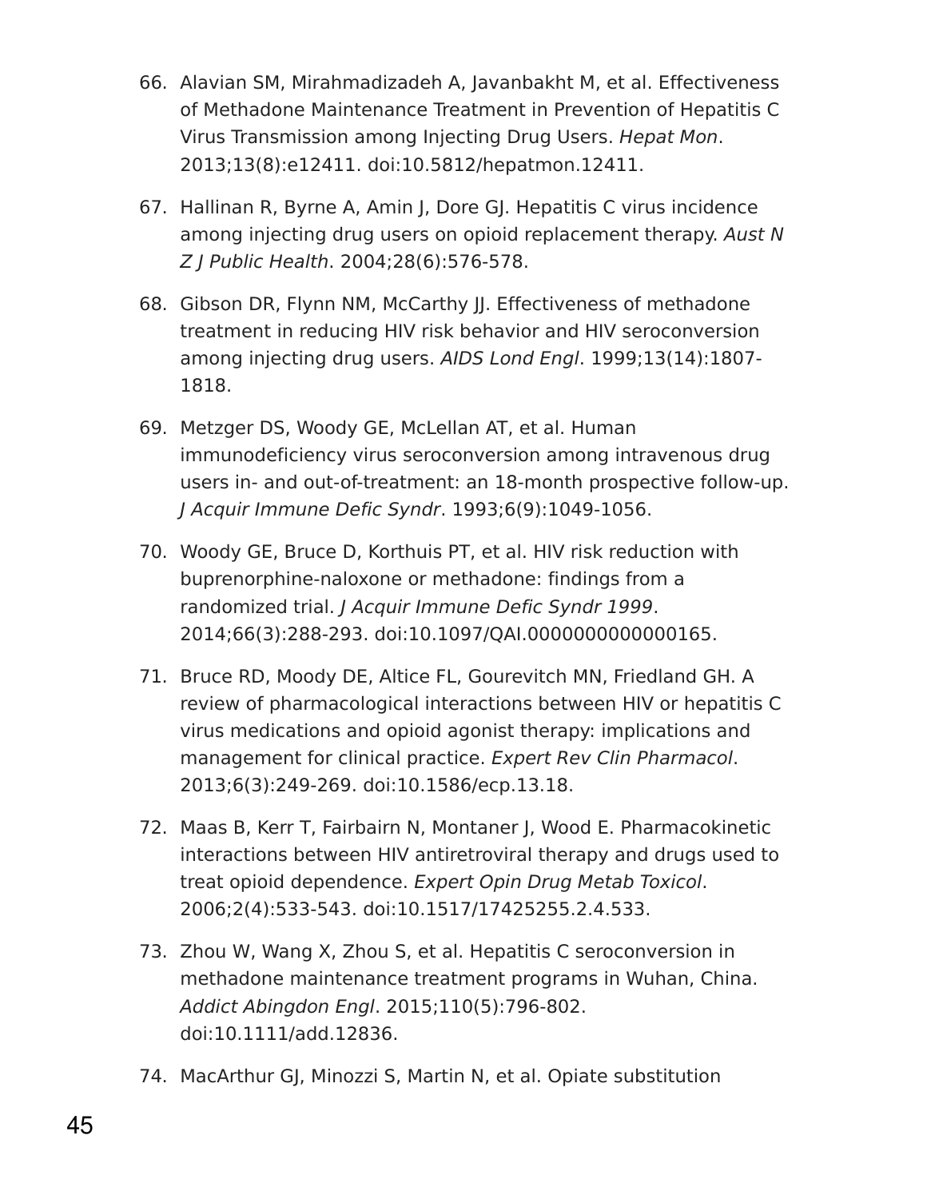66. Alavian SM, Mirahmadizadeh A, Javanbakht M, et al. Effectiveness of Methadone Maintenance Treatment in Prevention of Hepatitis C Virus Transmission among Injecting Drug Users. *Hepat Mon*. 2013;13(8):e12411. doi:10.5812/hepatmon.12411.

67. Hallinan R, Byrne A, Amin J, Dore GJ. Hepatitis C virus incidence among injecting drug users on opioid replacement therapy. *Aust N Z J Public Health*. 2004;28(6):576-578.

68. Gibson DR, Flynn NM, McCarthy JJ. Effectiveness of methadone treatment in reducing HIV risk behavior and HIV seroconversion among injecting drug users. *AIDS Lond Engl*. 1999;13(14):1807-1818.

69. Metzger DS, Woody GE, McLellan AT, et al. Human immunodeficiency virus seroconversion among intravenous drug users in- and out-of-treatment: an 18-month prospective follow-up. *J Acquir Immune Defic Syndr*. 1993;6(9):1049-1056.

70. Woody GE, Bruce D, Korthuis PT, et al. HIV risk reduction with buprenorphine-naloxone or methadone: findings from a randomized trial. *J Acquir Immune Defic Syndr 1999*. 2014;66(3):288-293. doi:10.1097/QAI.0000000000000165.

71. Bruce RD, Moody DE, Altice FL, Gourevitch MN, Friedland GH. A review of pharmacological interactions between HIV or hepatitis C virus medications and opioid agonist therapy: implications and management for clinical practice. *Expert Rev Clin Pharmacol*. 2013;6(3):249-269. doi:10.1586/ecp.13.18.

72. Maas B, Kerr T, Fairbairn N, Montaner J, Wood E. Pharmacokinetic interactions between HIV antiretroviral therapy and drugs used to treat opioid dependence. *Expert Opin Drug Metab Toxicol*. 2006;2(4):533-543. doi:10.1517/17425255.2.4.533.

73. Zhou W, Wang X, Zhou S, et al. Hepatitis C seroconversion in methadone maintenance treatment programs in Wuhan, China. *Addict Abingdon Engl*. 2015;110(5):796-802. doi:10.1111/add.12836.

74. MacArthur GJ, Minozzi S, Martin N, et al. Opiate substitution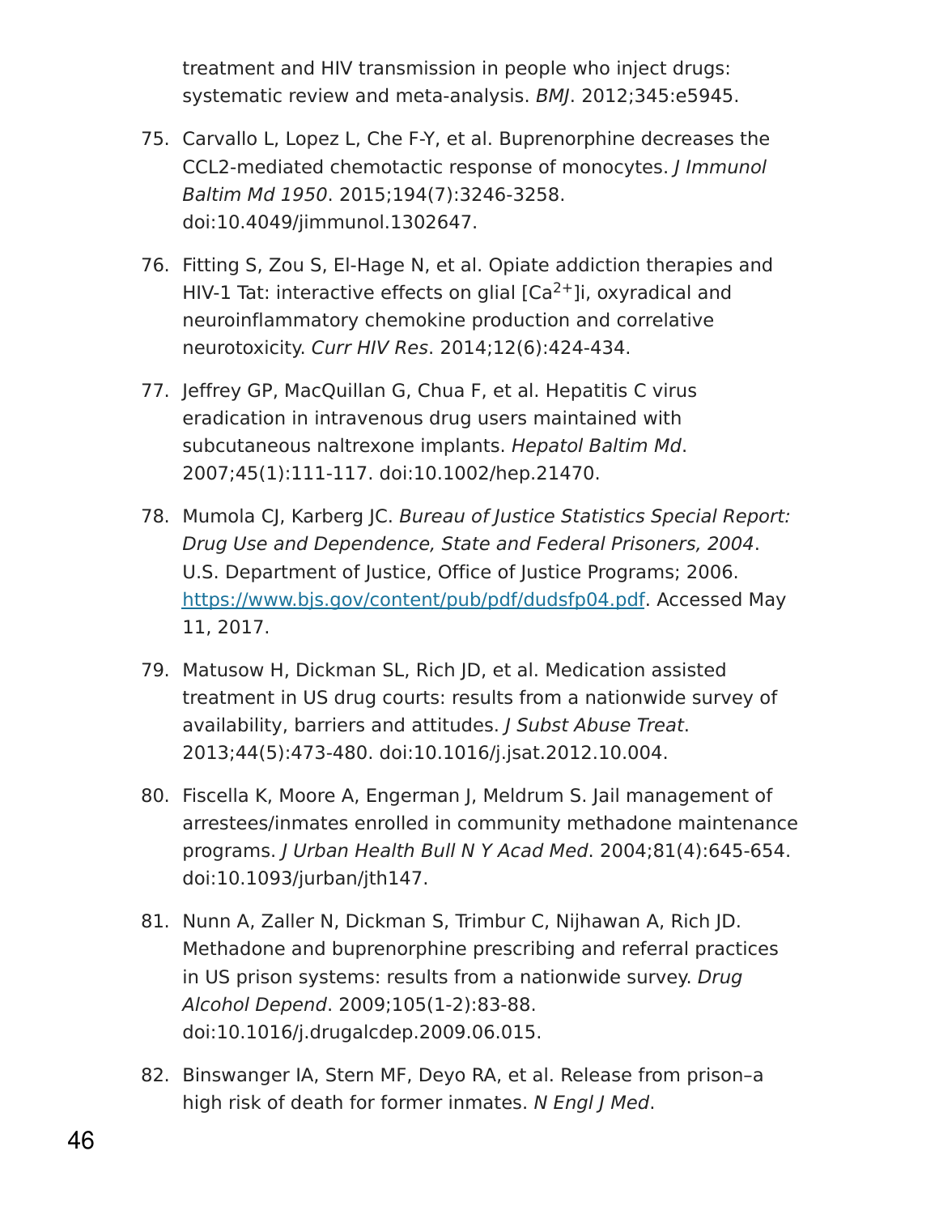treatment and HIV transmission in people who inject drugs: systematic review and meta-analysis. *BMJ*. 2012;345:e5945.

75. Carvallo L, Lopez L, Che F-Y, et al. Buprenorphine decreases the CCL2-mediated chemotactic response of monocytes. *J Immunol Baltim Md 1950*. 2015;194(7):3246-3258. doi:10.4049/jimmunol.1302647.

76. Fitting S, Zou S, El-Hage N, et al. Opiate addiction therapies and HIV-1 Tat: interactive effects on glial [$Ca^{2+}$]i, oxyradical and neuroinflammatory chemokine production and correlative neurotoxicity. *Curr HIV Res*. 2014;12(6):424-434.

77. Jeffrey GP, MacQuillan G, Chua F, et al. Hepatitis C virus eradication in intravenous drug users maintained with subcutaneous naltrexone implants. *Hepatol Baltim Md*. 2007;45(1):111-117. doi:10.1002/hep.21470.

78. Mumola CJ, Karberg JC. *Bureau of Justice Statistics Special Report: Drug Use and Dependence, State and Federal Prisoners, 2004*. U.S. Department of Justice, Office of Justice Programs; 2006. https://www.bjs.gov/content/pub/pdf/dudsfp04.pdf. Accessed May 11, 2017.

79. Matusow H, Dickman SL, Rich JD, et al. Medication assisted treatment in US drug courts: results from a nationwide survey of availability, barriers and attitudes. *J Subst Abuse Treat*. 2013;44(5):473-480. doi:10.1016/j.jsat.2012.10.004.

80. Fiscella K, Moore A, Engerman J, Meldrum S. Jail management of arrestees/inmates enrolled in community methadone maintenance programs. *J Urban Health Bull N Y Acad Med*. 2004;81(4):645-654. doi:10.1093/jurban/jth147.

81. Nunn A, Zaller N, Dickman S, Trimbur C, Nijhawan A, Rich JD. Methadone and buprenorphine prescribing and referral practices in US prison systems: results from a nationwide survey. *Drug Alcohol Depend*. 2009;105(1-2):83-88. doi:10.1016/j.drugalcdep.2009.06.015.

82. Binswanger IA, Stern MF, Deyo RA, et al. Release from prison–a high risk of death for former inmates. *N Engl J Med*.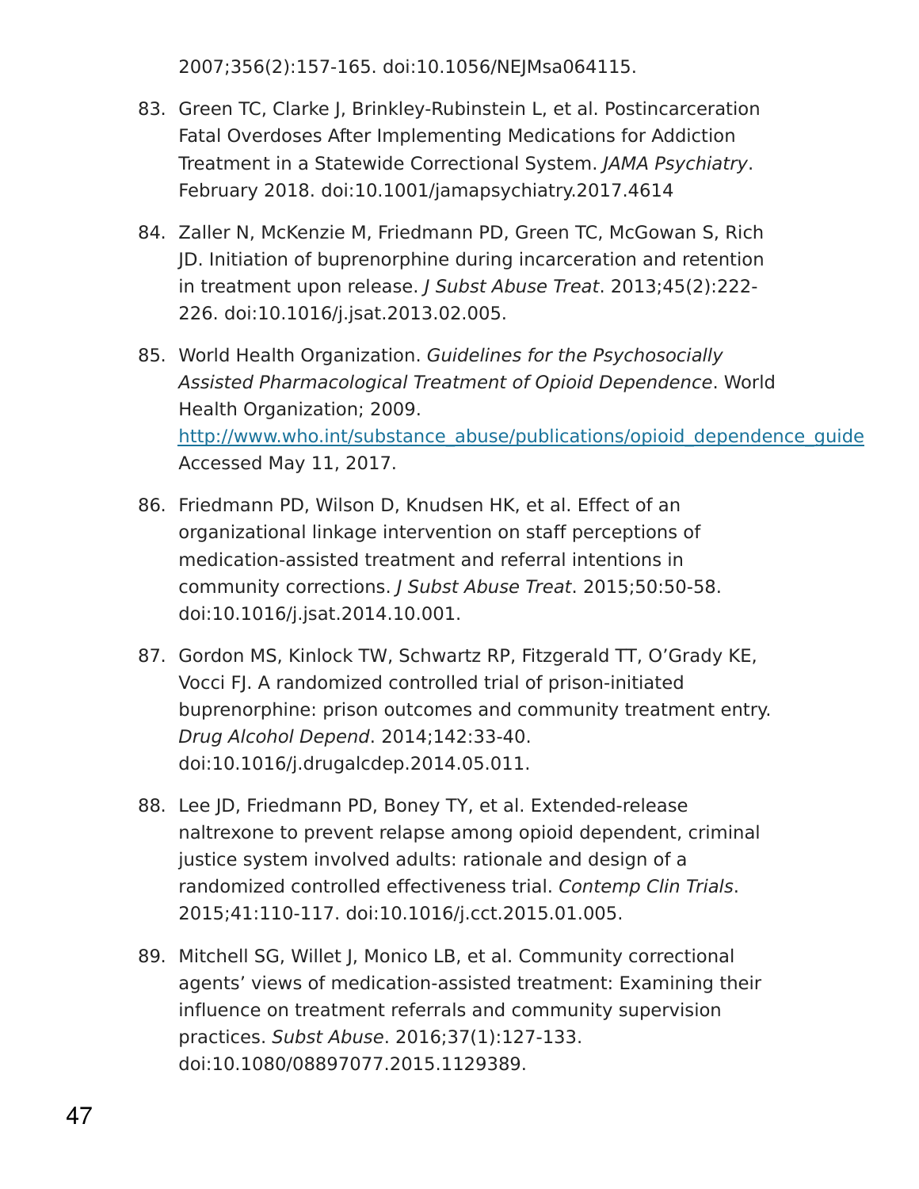2007;356(2):157-165. doi:10.1056/NEJMsa064115.

83. Green TC, Clarke J, Brinkley-Rubinstein L, et al. Postincarceration Fatal Overdoses After Implementing Medications for Addiction Treatment in a Statewide Correctional System. *JAMA Psychiatry*. February 2018. doi:10.1001/jamapsychiatry.2017.4614

84. Zaller N, McKenzie M, Friedmann PD, Green TC, McGowan S, Rich JD. Initiation of buprenorphine during incarceration and retention in treatment upon release. *J Subst Abuse Treat*. 2013;45(2):222-226. doi:10.1016/j.jsat.2013.02.005.

85. World Health Organization. *Guidelines for the Psychosocially Assisted Pharmacological Treatment of Opioid Dependence*. World Health Organization; 2009. http://www.who.int/substance_abuse/publications/opioid_dependence_guide Accessed May 11, 2017.

86. Friedmann PD, Wilson D, Knudsen HK, et al. Effect of an organizational linkage intervention on staff perceptions of medication-assisted treatment and referral intentions in community corrections. *J Subst Abuse Treat*. 2015;50:50-58. doi:10.1016/j.jsat.2014.10.001.

87. Gordon MS, Kinlock TW, Schwartz RP, Fitzgerald TT, O'Grady KE, Vocci FJ. A randomized controlled trial of prison-initiated buprenorphine: prison outcomes and community treatment entry. *Drug Alcohol Depend*. 2014;142:33-40. doi:10.1016/j.drugalcdep.2014.05.011.

88. Lee JD, Friedmann PD, Boney TY, et al. Extended-release naltrexone to prevent relapse among opioid dependent, criminal justice system involved adults: rationale and design of a randomized controlled effectiveness trial. *Contemp Clin Trials*. 2015;41:110-117. doi:10.1016/j.cct.2015.01.005.

89. Mitchell SG, Willet J, Monico LB, et al. Community correctional agents' views of medication-assisted treatment: Examining their influence on treatment referrals and community supervision practices. *Subst Abuse*. 2016;37(1):127-133. doi:10.1080/08897077.2015.1129389.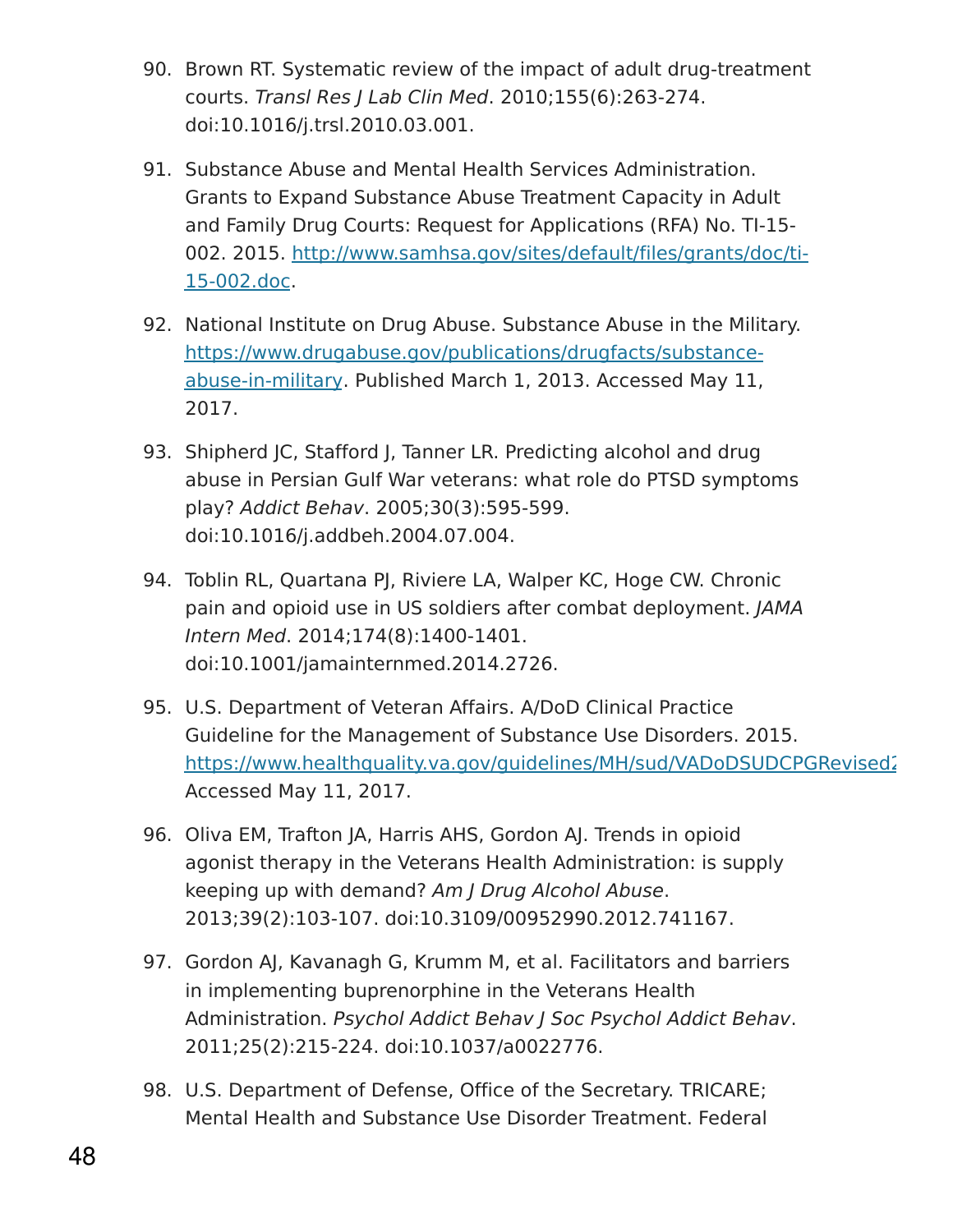90. Brown RT. Systematic review of the impact of adult drug-treatment courts. *Transl Res J Lab Clin Med*. 2010;155(6):263-274. doi:10.1016/j.trsl.2010.03.001.

91. Substance Abuse and Mental Health Services Administration. Grants to Expand Substance Abuse Treatment Capacity in Adult and Family Drug Courts: Request for Applications (RFA) No. TI-15-002. 2015. http://www.samhsa.gov/sites/default/files/grants/doc/ti-15-002.doc.

92. National Institute on Drug Abuse. Substance Abuse in the Military. https://www.drugabuse.gov/publications/drugfacts/substance-abuse-in-military. Published March 1, 2013. Accessed May 11, 2017.

93. Shipherd JC, Stafford J, Tanner LR. Predicting alcohol and drug abuse in Persian Gulf War veterans: what role do PTSD symptoms play? *Addict Behav*. 2005;30(3):595-599. doi:10.1016/j.addbeh.2004.07.004.

94. Toblin RL, Quartana PJ, Riviere LA, Walper KC, Hoge CW. Chronic pain and opioid use in US soldiers after combat deployment. *JAMA Intern Med*. 2014;174(8):1400-1401. doi:10.1001/jamainternmed.2014.2726.

95. U.S. Department of Veteran Affairs. A/DoD Clinical Practice Guideline for the Management of Substance Use Disorders. 2015. https://www.healthquality.va.gov/guidelines/MH/sud/VADoDSUDCPGRevised2 Accessed May 11, 2017.

96. Oliva EM, Trafton JA, Harris AHS, Gordon AJ. Trends in opioid agonist therapy in the Veterans Health Administration: is supply keeping up with demand? *Am J Drug Alcohol Abuse*. 2013;39(2):103-107. doi:10.3109/00952990.2012.741167.

97. Gordon AJ, Kavanagh G, Krumm M, et al. Facilitators and barriers in implementing buprenorphine in the Veterans Health Administration. *Psychol Addict Behav J Soc Psychol Addict Behav*. 2011;25(2):215-224. doi:10.1037/a0022776.

98. U.S. Department of Defense, Office of the Secretary. TRICARE; Mental Health and Substance Use Disorder Treatment. Federal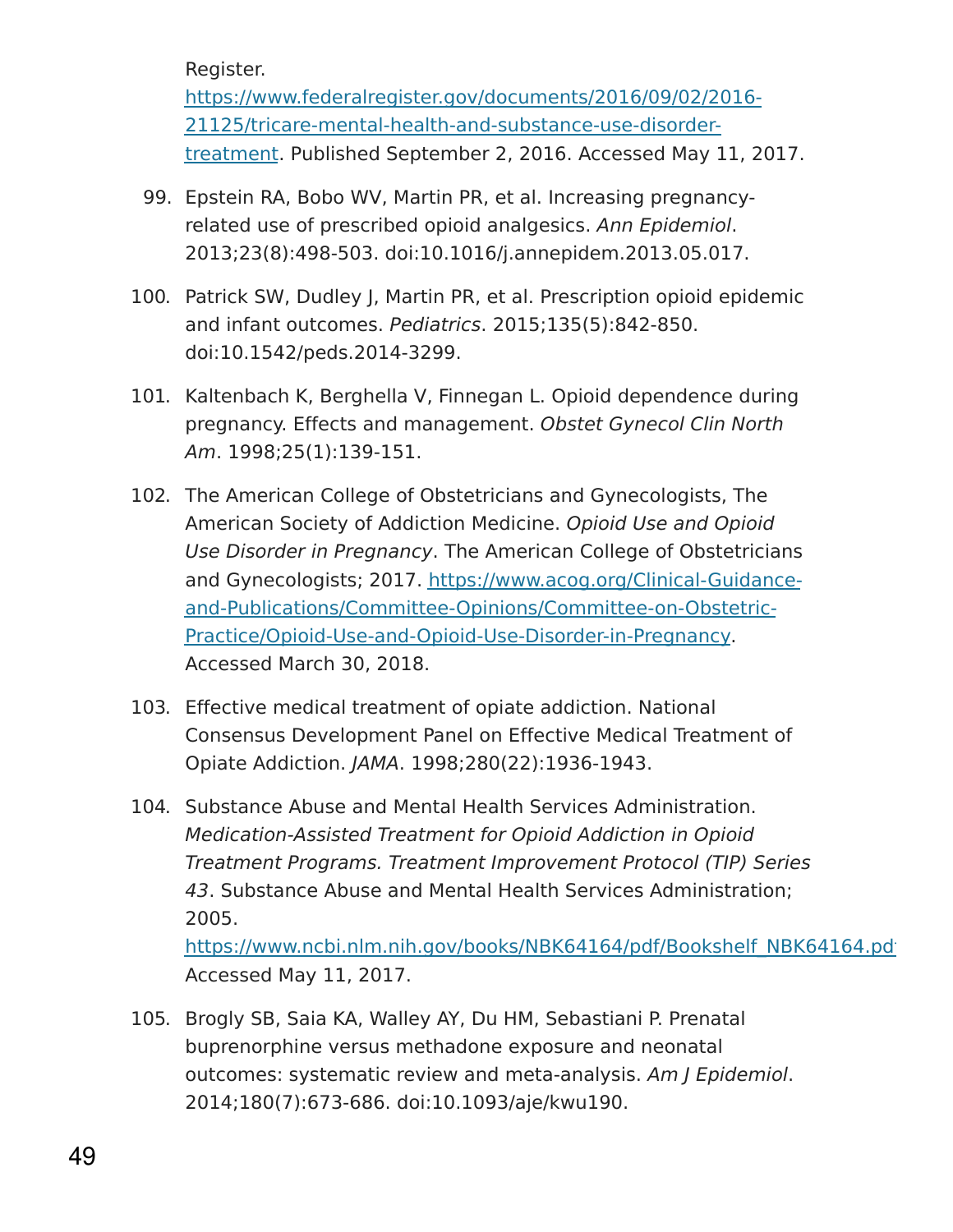Register. https://www.federalregister.gov/documents/2016/09/02/2016-21125/tricare-mental-health-and-substance-use-disorder-treatment. Published September 2, 2016. Accessed May 11, 2017.

99. Epstein RA, Bobo WV, Martin PR, et al. Increasing pregnancy-related use of prescribed opioid analgesics. *Ann Epidemiol*. 2013;23(8):498-503. doi:10.1016/j.annepidem.2013.05.017.

100. Patrick SW, Dudley J, Martin PR, et al. Prescription opioid epidemic and infant outcomes. *Pediatrics*. 2015;135(5):842-850. doi:10.1542/peds.2014-3299.

101. Kaltenbach K, Berghella V, Finnegan L. Opioid dependence during pregnancy. Effects and management. *Obstet Gynecol Clin North Am*. 1998;25(1):139-151.

102. The American College of Obstetricians and Gynecologists, The American Society of Addiction Medicine. *Opioid Use and Opioid Use Disorder in Pregnancy*. The American College of Obstetricians and Gynecologists; 2017. https://www.acog.org/Clinical-Guidance-and-Publications/Committee-Opinions/Committee-on-Obstetric-Practice/Opioid-Use-and-Opioid-Use-Disorder-in-Pregnancy. Accessed March 30, 2018.

103. Effective medical treatment of opiate addiction. National Consensus Development Panel on Effective Medical Treatment of Opiate Addiction. *JAMA*. 1998;280(22):1936-1943.

104. Substance Abuse and Mental Health Services Administration. *Medication-Assisted Treatment for Opioid Addiction in Opioid Treatment Programs. Treatment Improvement Protocol (TIP) Series 43*. Substance Abuse and Mental Health Services Administration; 2005. https://www.ncbi.nlm.nih.gov/books/NBK64164/pdf/Bookshelf_NBK64164.pdf. Accessed May 11, 2017.

105. Brogly SB, Saia KA, Walley AY, Du HM, Sebastiani P. Prenatal buprenorphine versus methadone exposure and neonatal outcomes: systematic review and meta-analysis. *Am J Epidemiol*. 2014;180(7):673-686. doi:10.1093/aje/kwu190.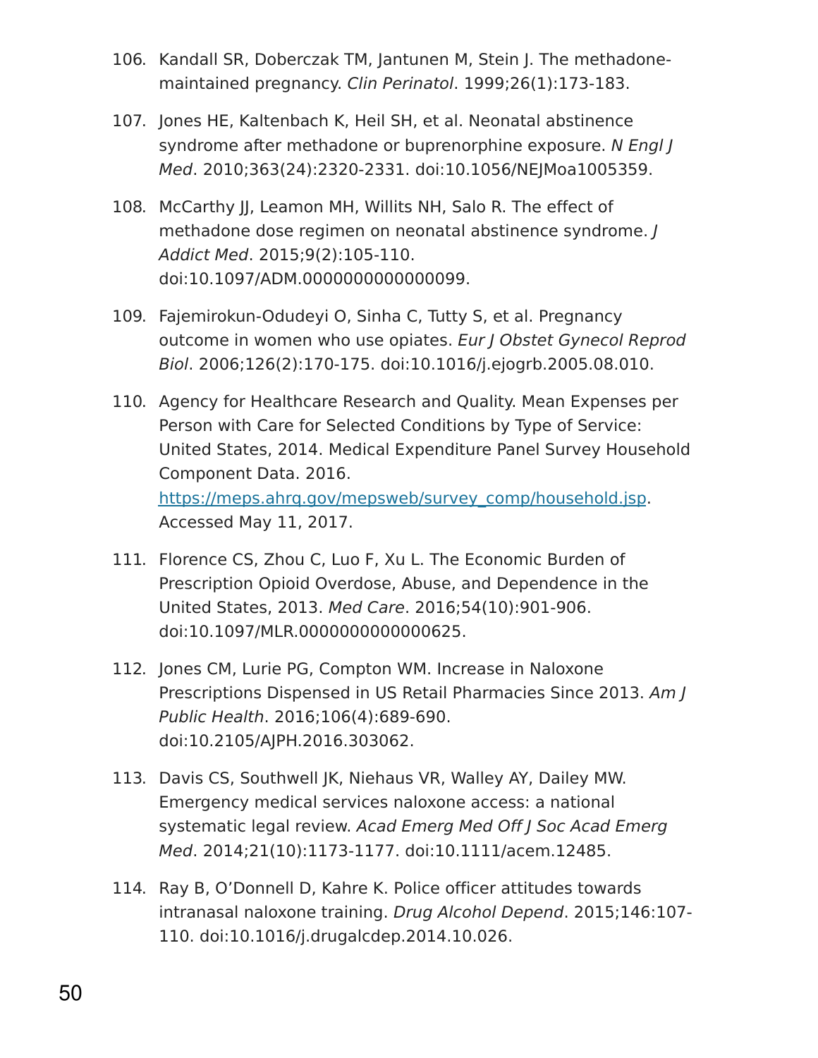106. Kandall SR, Doberczak TM, Jantunen M, Stein J. The methadone-maintained pregnancy. *Clin Perinatol*. 1999;26(1):173-183.

107. Jones HE, Kaltenbach K, Heil SH, et al. Neonatal abstinence syndrome after methadone or buprenorphine exposure. *N Engl J Med*. 2010;363(24):2320-2331. doi:10.1056/NEJMoa1005359.

108. McCarthy JJ, Leamon MH, Willits NH, Salo R. The effect of methadone dose regimen on neonatal abstinence syndrome. *J Addict Med*. 2015;9(2):105-110. doi:10.1097/ADM.0000000000000099.

109. Fajemirokun-Odudeyi O, Sinha C, Tutty S, et al. Pregnancy outcome in women who use opiates. *Eur J Obstet Gynecol Reprod Biol*. 2006;126(2):170-175. doi:10.1016/j.ejogrb.2005.08.010.

110. Agency for Healthcare Research and Quality. Mean Expenses per Person with Care for Selected Conditions by Type of Service: United States, 2014. Medical Expenditure Panel Survey Household Component Data. 2016. [https://meps.ahrq.gov/mepsweb/survey_comp/household.jsp](https://meps.ahrq.gov/mepsweb/survey_comp/household.jsp). Accessed May 11, 2017.

111. Florence CS, Zhou C, Luo F, Xu L. The Economic Burden of Prescription Opioid Overdose, Abuse, and Dependence in the United States, 2013. *Med Care*. 2016;54(10):901-906. doi:10.1097/MLR.0000000000000625.

112. Jones CM, Lurie PG, Compton WM. Increase in Naloxone Prescriptions Dispensed in US Retail Pharmacies Since 2013. *Am J Public Health*. 2016;106(4):689-690. doi:10.2105/AJPH.2016.303062.

113. Davis CS, Southwell JK, Niehaus VR, Walley AY, Dailey MW. Emergency medical services naloxone access: a national systematic legal review. *Acad Emerg Med Off J Soc Acad Emerg Med*. 2014;21(10):1173-1177. doi:10.1111/acem.12485.

114. Ray B, O'Donnell D, Kahre K. Police officer attitudes towards intranasal naloxone training. *Drug Alcohol Depend*. 2015;146:107-110. doi:10.1016/j.drugalcdep.2014.10.026.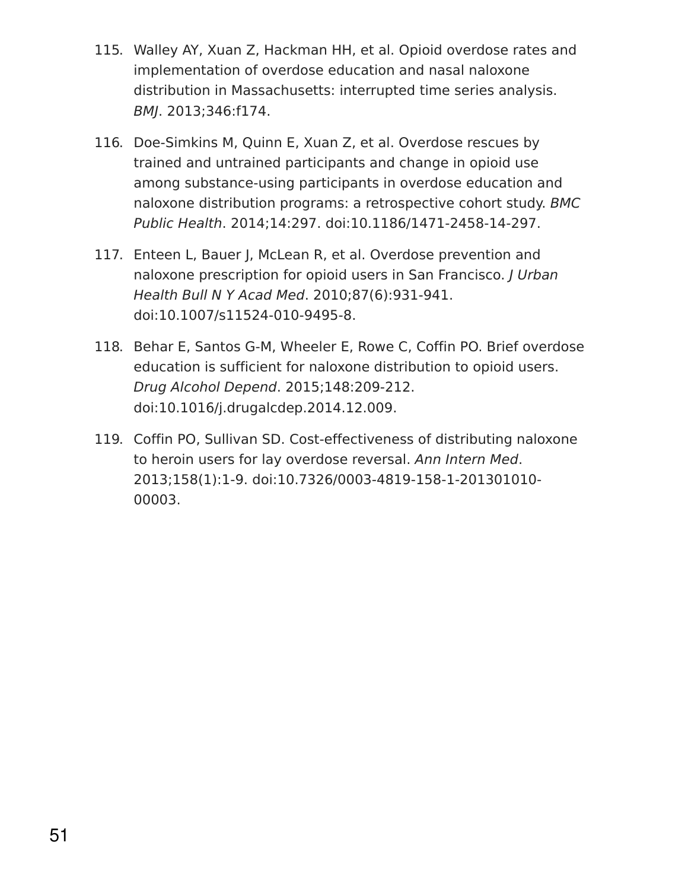115. Walley AY, Xuan Z, Hackman HH, et al. Opioid overdose rates and implementation of overdose education and nasal naloxone distribution in Massachusetts: interrupted time series analysis. *BMJ*. 2013;346:f174.

116. Doe-Simkins M, Quinn E, Xuan Z, et al. Overdose rescues by trained and untrained participants and change in opioid use among substance-using participants in overdose education and naloxone distribution programs: a retrospective cohort study. *BMC Public Health*. 2014;14:297. doi:10.1186/1471-2458-14-297.

117. Enteen L, Bauer J, McLean R, et al. Overdose prevention and naloxone prescription for opioid users in San Francisco. *J Urban Health Bull N Y Acad Med*. 2010;87(6):931-941. doi:10.1007/s11524-010-9495-8.

118. Behar E, Santos G-M, Wheeler E, Rowe C, Coffin PO. Brief overdose education is sufficient for naloxone distribution to opioid users. *Drug Alcohol Depend*. 2015;148:209-212. doi:10.1016/j.drugalcdep.2014.12.009.

119. Coffin PO, Sullivan SD. Cost-effectiveness of distributing naloxone to heroin users for lay overdose reversal. *Ann Intern Med*. 2013;158(1):1-9. doi:10.7326/0003-4819-158-1-201301010-00003.